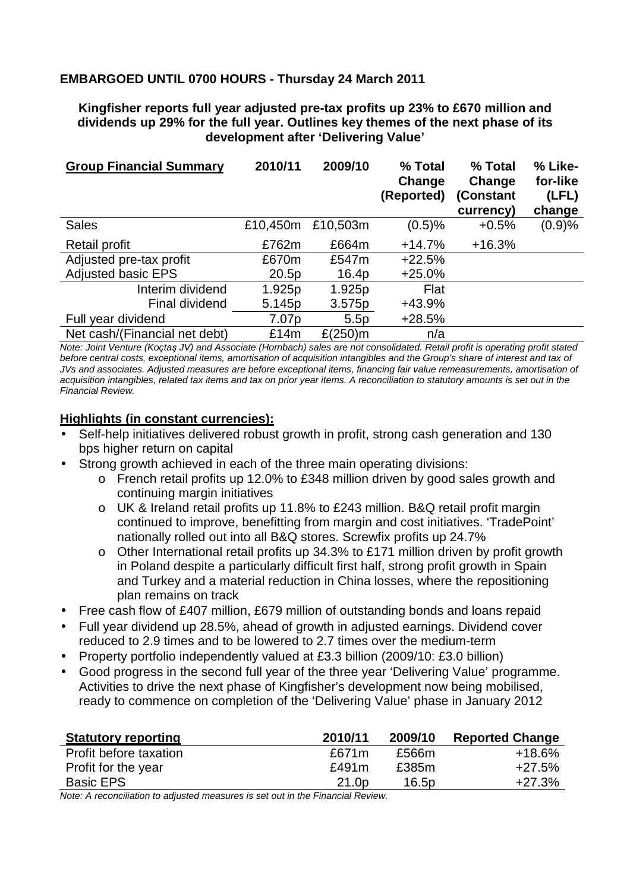**EMBARGOED UNTIL 0700 HOURS - Thursday 24 March 2011**

**Kingfisher reports full year adjusted pre-tax profits up 23% to £670 million and dividends up 29% for the full year. Outlines key themes of the next phase of its development after 'Delivering Value'**

| Group Financial Summary | 2010/11 | 2009/10 | % Total Change (Reported) | % Total Change (Constant currency) | % Like-for-like (LFL) change |
|---|---|---|---|---|---|
| Sales | £10,450m | £10,503m | (0.5)% | +0.5% | (0.9)% |
| Retail profit | £762m | £664m | +14.7% | +16.3% | |
| Adjusted pre-tax profit | £670m | £547m | +22.5% | | |
| Adjusted basic EPS | 20.5p | 16.4p | +25.0% | | |
| Interim dividend | 1.925p | 1.925p | Flat | | |
| Final dividend | 5.145p | 3.575p | +43.9% | | |
| Full year dividend | 7.07p | 5.5p | +28.5% | | |
| Net cash/(Financial net debt) | £14m | £(250)m | n/a | | |

*Note: Joint Venture (Koçtaş JV) and Associate (Hornbach) sales are not consolidated. Retail profit is operating profit stated before central costs, exceptional items, amortisation of acquisition intangibles and the Group's share of interest and tax of JVs and associates. Adjusted measures are before exceptional items, financing fair value remeasurements, amortisation of acquisition intangibles, related tax items and tax on prior year items. A reconciliation to statutory amounts is set out in the Financial Review.*

**Highlights (in constant currencies):**

- Self-help initiatives delivered robust growth in profit, strong cash generation and 130 bps higher return on capital
- Strong growth achieved in each of the three main operating divisions:
  - French retail profits up 12.0% to £348 million driven by good sales growth and continuing margin initiatives
  - UK & Ireland retail profits up 11.8% to £243 million. B&Q retail profit margin continued to improve, benefitting from margin and cost initiatives. 'TradePoint' nationally rolled out into all B&Q stores. Screwfix profits up 24.7%
  - Other International retail profits up 34.3% to £171 million driven by profit growth in Poland despite a particularly difficult first half, strong profit growth in Spain and Turkey and a material reduction in China losses, where the repositioning plan remains on track
- Free cash flow of £407 million, £679 million of outstanding bonds and loans repaid
- Full year dividend up 28.5%, ahead of growth in adjusted earnings. Dividend cover reduced to 2.9 times and to be lowered to 2.7 times over the medium-term
- Property portfolio independently valued at £3.3 billion (2009/10: £3.0 billion)
- Good progress in the second full year of the three year 'Delivering Value' programme. Activities to drive the next phase of Kingfisher's development now being mobilised, ready to commence on completion of the 'Delivering Value' phase in January 2012

| Statutory reporting | 2010/11 | 2009/10 | Reported Change |
|---|---|---|---|
| Profit before taxation | £671m | £566m | +18.6% |
| Profit for the year | £491m | £385m | +27.5% |
| Basic EPS | 21.0p | 16.5p | +27.3% |

*Note: A reconciliation to adjusted measures is set out in the Financial Review.*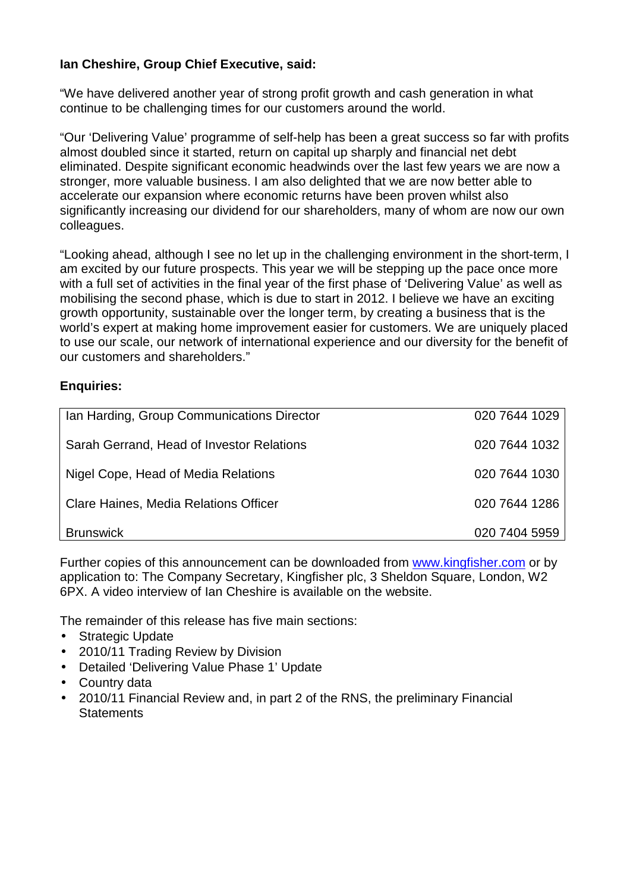**Ian Cheshire, Group Chief Executive, said:**

"We have delivered another year of strong profit growth and cash generation in what continue to be challenging times for our customers around the world.

"Our 'Delivering Value' programme of self-help has been a great success so far with profits almost doubled since it started, return on capital up sharply and financial net debt eliminated. Despite significant economic headwinds over the last few years we are now a stronger, more valuable business. I am also delighted that we are now better able to accelerate our expansion where economic returns have been proven whilst also significantly increasing our dividend for our shareholders, many of whom are now our own colleagues.

"Looking ahead, although I see no let up in the challenging environment in the short-term, I am excited by our future prospects. This year we will be stepping up the pace once more with a full set of activities in the final year of the first phase of 'Delivering Value' as well as mobilising the second phase, which is due to start in 2012. I believe we have an exciting growth opportunity, sustainable over the longer term, by creating a business that is the world's expert at making home improvement easier for customers. We are uniquely placed to use our scale, our network of international experience and our diversity for the benefit of our customers and shareholders."

**Enquiries:**

| | |
|---|---|
| Ian Harding, Group Communications Director | 020 7644 1029 |
| Sarah Gerrand, Head of Investor Relations | 020 7644 1032 |
| Nigel Cope, Head of Media Relations | 020 7644 1030 |
| Clare Haines, Media Relations Officer | 020 7644 1286 |
| Brunswick | 020 7404 5959 |

Further copies of this announcement can be downloaded from www.kingfisher.com or by application to: The Company Secretary, Kingfisher plc, 3 Sheldon Square, London, W2 6PX. A video interview of Ian Cheshire is available on the website.

The remainder of this release has five main sections:

- Strategic Update
- 2010/11 Trading Review by Division
- Detailed 'Delivering Value Phase 1' Update
- Country data
- 2010/11 Financial Review and, in part 2 of the RNS, the preliminary Financial Statements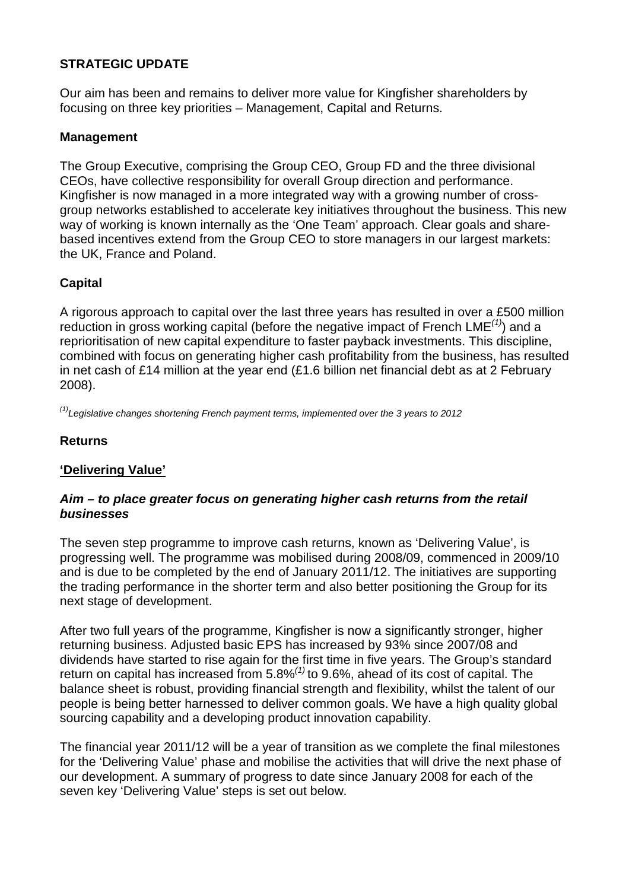## STRATEGIC UPDATE

Our aim has been and remains to deliver more value for Kingfisher shareholders by focusing on three key priorities – Management, Capital and Returns.

### Management

The Group Executive, comprising the Group CEO, Group FD and the three divisional CEOs, have collective responsibility for overall Group direction and performance. Kingfisher is now managed in a more integrated way with a growing number of cross-group networks established to accelerate key initiatives throughout the business. This new way of working is known internally as the 'One Team' approach. Clear goals and share-based incentives extend from the Group CEO to store managers in our largest markets: the UK, France and Poland.

### Capital

A rigorous approach to capital over the last three years has resulted in over a £500 million reduction in gross working capital (before the negative impact of French LME*[(1)]*) and a reprioritisation of new capital expenditure to faster payback investments. This discipline, combined with focus on generating higher cash profitability from the business, has resulted in net cash of £14 million at the year end (£1.6 billion net financial debt as at 2 February 2008).

*[(1)] Legislative changes shortening French payment terms, implemented over the 3 years to 2012*

### Returns

**'Delivering Value'**

***Aim – to place greater focus on generating higher cash returns from the retail businesses***

The seven step programme to improve cash returns, known as 'Delivering Value', is progressing well. The programme was mobilised during 2008/09, commenced in 2009/10 and is due to be completed by the end of January 2011/12. The initiatives are supporting the trading performance in the shorter term and also better positioning the Group for its next stage of development.

After two full years of the programme, Kingfisher is now a significantly stronger, higher returning business. Adjusted basic EPS has increased by 93% since 2007/08 and dividends have started to rise again for the first time in five years. The Group's standard return on capital has increased from 5.8%*[(1)]* to 9.6%, ahead of its cost of capital. The balance sheet is robust, providing financial strength and flexibility, whilst the talent of our people is being better harnessed to deliver common goals. We have a high quality global sourcing capability and a developing product innovation capability.

The financial year 2011/12 will be a year of transition as we complete the final milestones for the 'Delivering Value' phase and mobilise the activities that will drive the next phase of our development. A summary of progress to date since January 2008 for each of the seven key 'Delivering Value' steps is set out below.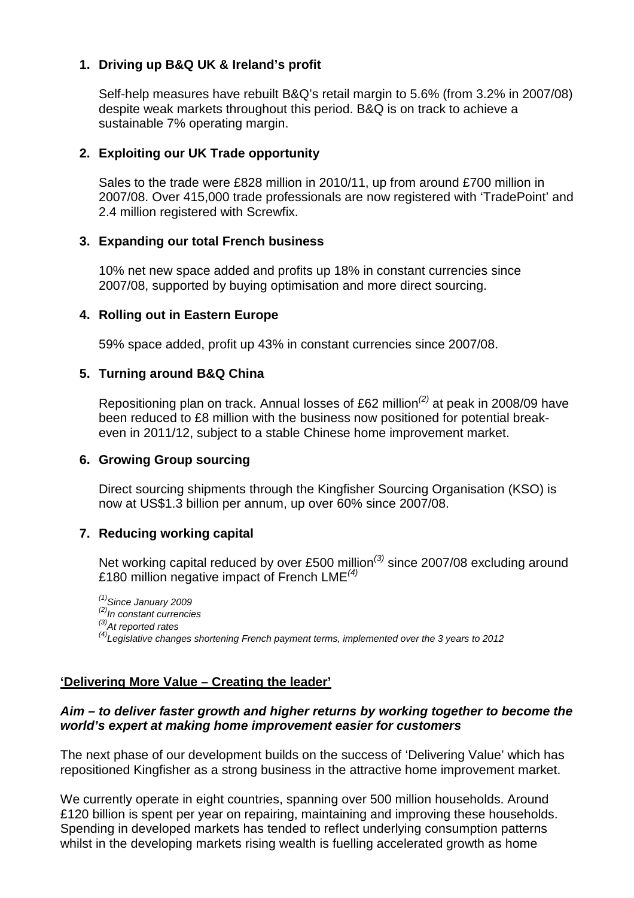1. **Driving up B&Q UK & Ireland's profit**

   Self-help measures have rebuilt B&Q's retail margin to 5.6% (from 3.2% in 2007/08) despite weak markets throughout this period. B&Q is on track to achieve a sustainable 7% operating margin.

2. **Exploiting our UK Trade opportunity**

   Sales to the trade were £828 million in 2010/11, up from around £700 million in 2007/08. Over 415,000 trade professionals are now registered with 'TradePoint' and 2.4 million registered with Screwfix.

3. **Expanding our total French business**

   10% net new space added and profits up 18% in constant currencies since 2007/08, supported by buying optimisation and more direct sourcing.

4. **Rolling out in Eastern Europe**

   59% space added, profit up 43% in constant currencies since 2007/08.

5. **Turning around B&Q China**

   Repositioning plan on track. Annual losses of £62 million[(2)] at peak in 2008/09 have been reduced to £8 million with the business now positioned for potential break-even in 2011/12, subject to a stable Chinese home improvement market.

6. **Growing Group sourcing**

   Direct sourcing shipments through the Kingfisher Sourcing Organisation (KSO) is now at US$1.3 billion per annum, up over 60% since 2007/08.

7. **Reducing working capital**

   Net working capital reduced by over £500 million[(3)] since 2007/08 excluding around £180 million negative impact of French LME[(4)]

*[(1)] Since January 2009*
*[(2)] In constant currencies*
*[(3)] At reported rates*
*[(4)] Legislative changes shortening French payment terms, implemented over the 3 years to 2012*

**'Delivering More Value – Creating the leader'**

***Aim – to deliver faster growth and higher returns by working together to become the world's expert at making home improvement easier for customers***

The next phase of our development builds on the success of 'Delivering Value' which has repositioned Kingfisher as a strong business in the attractive home improvement market.

We currently operate in eight countries, spanning over 500 million households. Around £120 billion is spent per year on repairing, maintaining and improving these households. Spending in developed markets has tended to reflect underlying consumption patterns whilst in the developing markets rising wealth is fuelling accelerated growth as home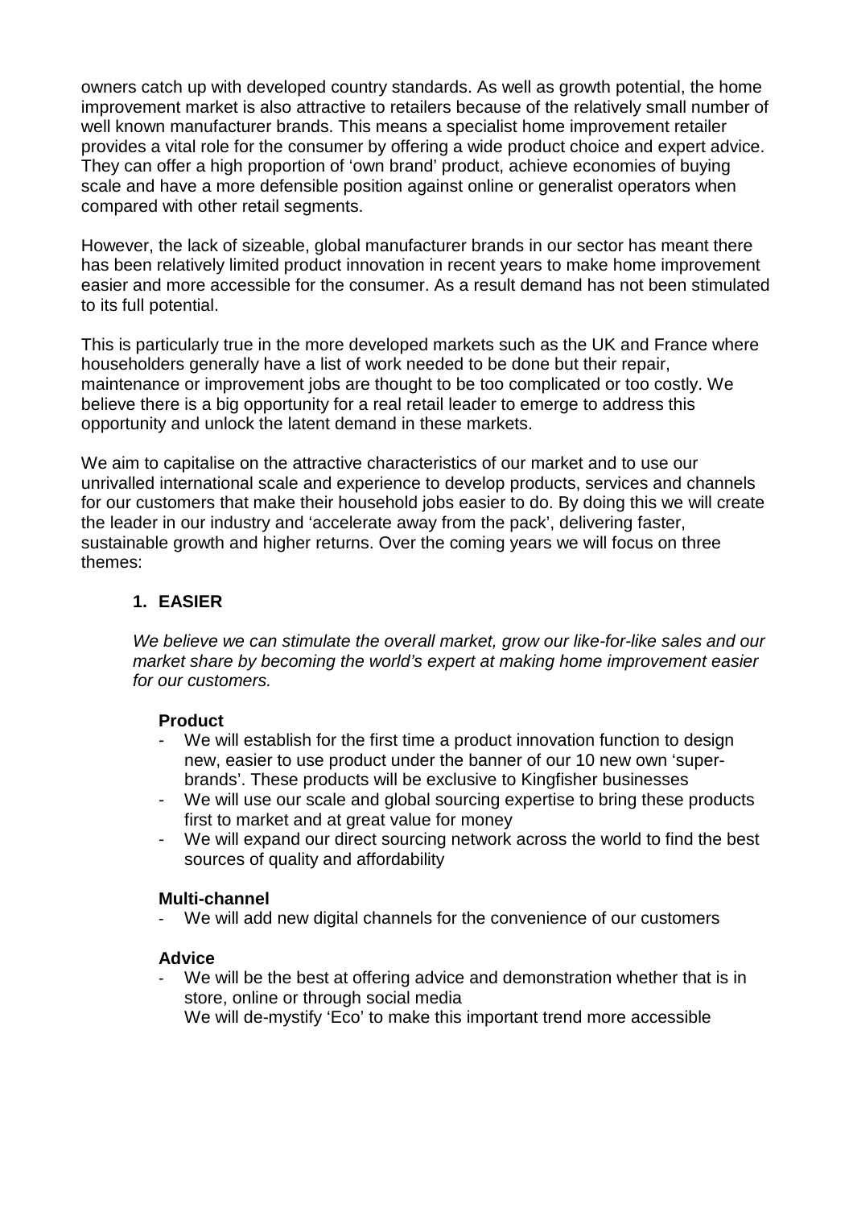owners catch up with developed country standards. As well as growth potential, the home improvement market is also attractive to retailers because of the relatively small number of well known manufacturer brands. This means a specialist home improvement retailer provides a vital role for the consumer by offering a wide product choice and expert advice. They can offer a high proportion of 'own brand' product, achieve economies of buying scale and have a more defensible position against online or generalist operators when compared with other retail segments.

However, the lack of sizeable, global manufacturer brands in our sector has meant there has been relatively limited product innovation in recent years to make home improvement easier and more accessible for the consumer. As a result demand has not been stimulated to its full potential.

This is particularly true in the more developed markets such as the UK and France where householders generally have a list of work needed to be done but their repair, maintenance or improvement jobs are thought to be too complicated or too costly. We believe there is a big opportunity for a real retail leader to emerge to address this opportunity and unlock the latent demand in these markets.

We aim to capitalise on the attractive characteristics of our market and to use our unrivalled international scale and experience to develop products, services and channels for our customers that make their household jobs easier to do. By doing this we will create the leader in our industry and 'accelerate away from the pack', delivering faster, sustainable growth and higher returns. Over the coming years we will focus on three themes:

## 1. EASIER

*We believe we can stimulate the overall market, grow our like-for-like sales and our market share by becoming the world's expert at making home improvement easier for our customers.*

**Product**

- We will establish for the first time a product innovation function to design new, easier to use product under the banner of our 10 new own 'super-brands'. These products will be exclusive to Kingfisher businesses
- We will use our scale and global sourcing expertise to bring these products first to market and at great value for money
- We will expand our direct sourcing network across the world to find the best sources of quality and affordability

**Multi-channel**

- We will add new digital channels for the convenience of our customers

**Advice**

- We will be the best at offering advice and demonstration whether that is in store, online or through social media
  We will de-mystify 'Eco' to make this important trend more accessible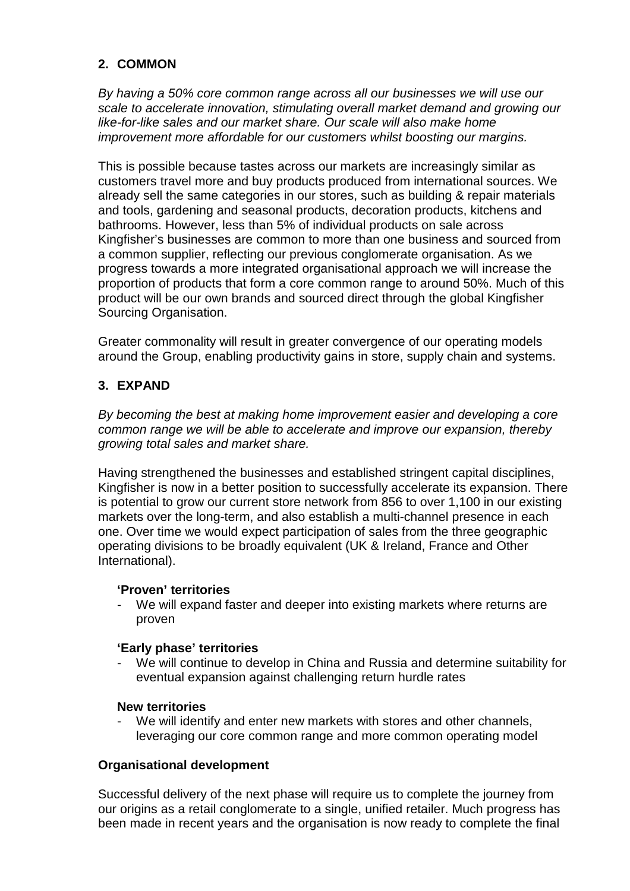## 2. COMMON

*By having a 50% core common range across all our businesses we will use our scale to accelerate innovation, stimulating overall market demand and growing our like-for-like sales and our market share. Our scale will also make home improvement more affordable for our customers whilst boosting our margins.*

This is possible because tastes across our markets are increasingly similar as customers travel more and buy products produced from international sources. We already sell the same categories in our stores, such as building & repair materials and tools, gardening and seasonal products, decoration products, kitchens and bathrooms. However, less than 5% of individual products on sale across Kingfisher's businesses are common to more than one business and sourced from a common supplier, reflecting our previous conglomerate organisation. As we progress towards a more integrated organisational approach we will increase the proportion of products that form a core common range to around 50%. Much of this product will be our own brands and sourced direct through the global Kingfisher Sourcing Organisation.

Greater commonality will result in greater convergence of our operating models around the Group, enabling productivity gains in store, supply chain and systems.

## 3. EXPAND

*By becoming the best at making home improvement easier and developing a core common range we will be able to accelerate and improve our expansion, thereby growing total sales and market share.*

Having strengthened the businesses and established stringent capital disciplines, Kingfisher is now in a better position to successfully accelerate its expansion. There is potential to grow our current store network from 856 to over 1,100 in our existing markets over the long-term, and also establish a multi-channel presence in each one. Over time we would expect participation of sales from the three geographic operating divisions to be broadly equivalent (UK & Ireland, France and Other International).

**'Proven' territories**

- We will expand faster and deeper into existing markets where returns are proven

**'Early phase' territories**

- We will continue to develop in China and Russia and determine suitability for eventual expansion against challenging return hurdle rates

**New territories**

- We will identify and enter new markets with stores and other channels, leveraging our core common range and more common operating model

**Organisational development**

Successful delivery of the next phase will require us to complete the journey from our origins as a retail conglomerate to a single, unified retailer. Much progress has been made in recent years and the organisation is now ready to complete the final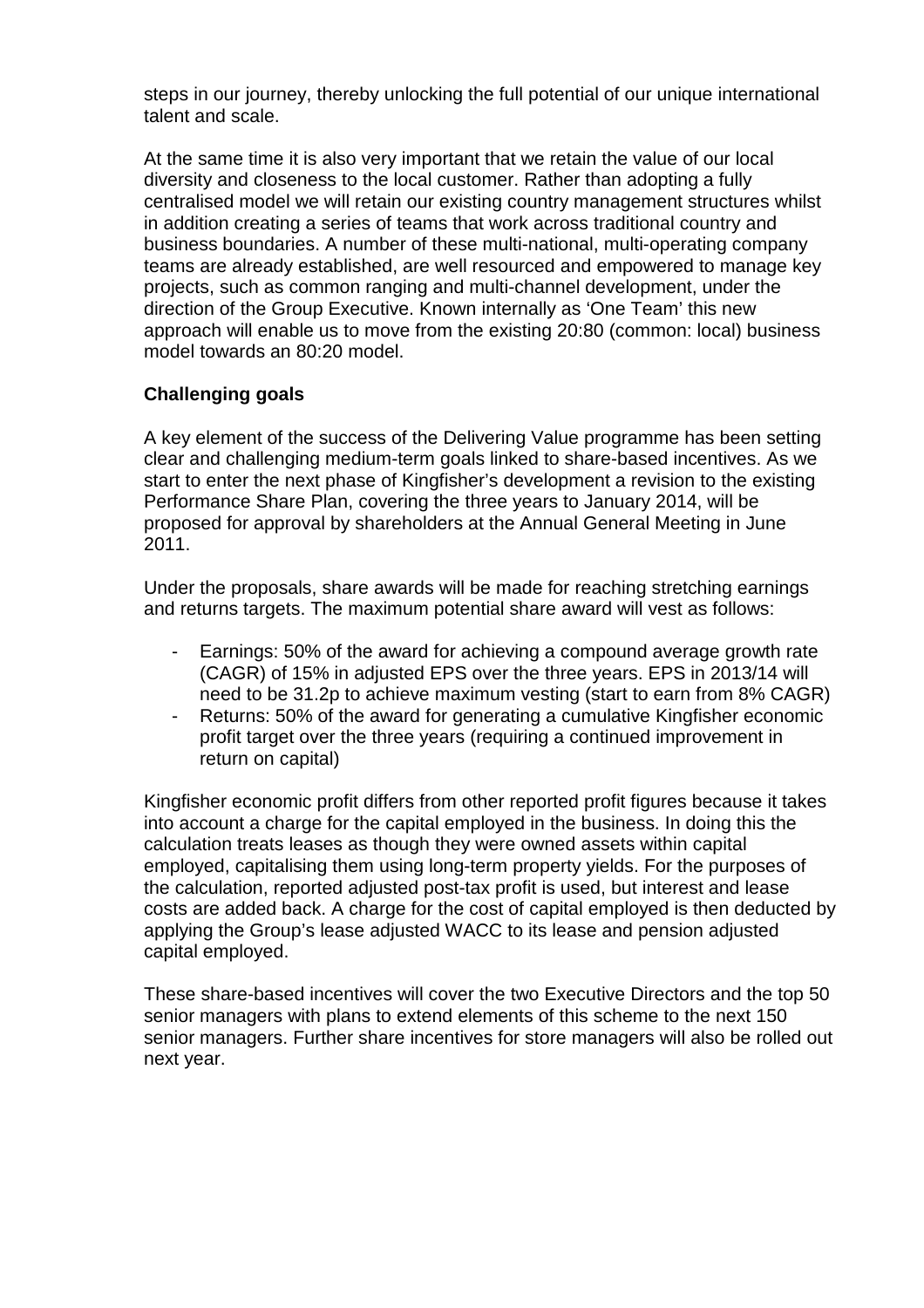steps in our journey, thereby unlocking the full potential of our unique international talent and scale.

At the same time it is also very important that we retain the value of our local diversity and closeness to the local customer. Rather than adopting a fully centralised model we will retain our existing country management structures whilst in addition creating a series of teams that work across traditional country and business boundaries. A number of these multi-national, multi-operating company teams are already established, are well resourced and empowered to manage key projects, such as common ranging and multi-channel development, under the direction of the Group Executive. Known internally as 'One Team' this new approach will enable us to move from the existing 20:80 (common: local) business model towards an 80:20 model.

**Challenging goals**

A key element of the success of the Delivering Value programme has been setting clear and challenging medium-term goals linked to share-based incentives. As we start to enter the next phase of Kingfisher's development a revision to the existing Performance Share Plan, covering the three years to January 2014, will be proposed for approval by shareholders at the Annual General Meeting in June 2011.

Under the proposals, share awards will be made for reaching stretching earnings and returns targets. The maximum potential share award will vest as follows:

- Earnings: 50% of the award for achieving a compound average growth rate (CAGR) of 15% in adjusted EPS over the three years. EPS in 2013/14 will need to be 31.2p to achieve maximum vesting (start to earn from 8% CAGR)
- Returns: 50% of the award for generating a cumulative Kingfisher economic profit target over the three years (requiring a continued improvement in return on capital)

Kingfisher economic profit differs from other reported profit figures because it takes into account a charge for the capital employed in the business. In doing this the calculation treats leases as though they were owned assets within capital employed, capitalising them using long-term property yields. For the purposes of the calculation, reported adjusted post-tax profit is used, but interest and lease costs are added back. A charge for the cost of capital employed is then deducted by applying the Group's lease adjusted WACC to its lease and pension adjusted capital employed.

These share-based incentives will cover the two Executive Directors and the top 50 senior managers with plans to extend elements of this scheme to the next 150 senior managers. Further share incentives for store managers will also be rolled out next year.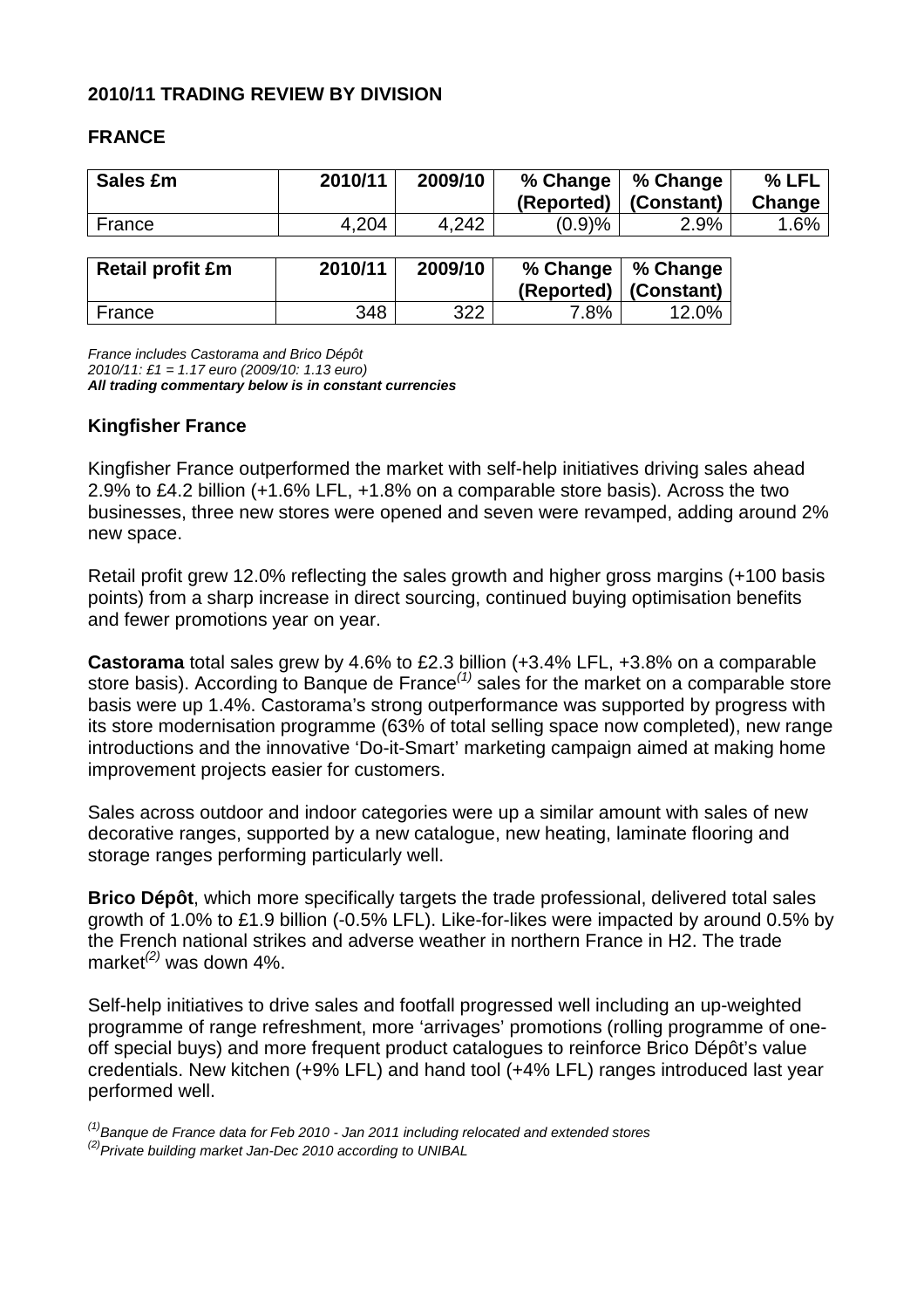## 2010/11 TRADING REVIEW BY DIVISION

### FRANCE

| Sales £m | 2010/11 | 2009/10 | % Change (Reported) | % Change (Constant) | % LFL Change |
|---|---|---|---|---|---|
| France | 4,204 | 4,242 | (0.9)% | 2.9% | 1.6% |

| Retail profit £m | 2010/11 | 2009/10 | % Change (Reported) | % Change (Constant) |
|---|---|---|---|---|
| France | 348 | 322 | 7.8% | 12.0% |

*France includes Castorama and Brico Dépôt*
*2010/11: £1 = 1.17 euro (2009/10: 1.13 euro)*
***All trading commentary below is in constant currencies***

### Kingfisher France

Kingfisher France outperformed the market with self-help initiatives driving sales ahead 2.9% to £4.2 billion (+1.6% LFL, +1.8% on a comparable store basis). Across the two businesses, three new stores were opened and seven were revamped, adding around 2% new space.

Retail profit grew 12.0% reflecting the sales growth and higher gross margins (+100 basis points) from a sharp increase in direct sourcing, continued buying optimisation benefits and fewer promotions year on year.

**Castorama** total sales grew by 4.6% to £2.3 billion (+3.4% LFL, +3.8% on a comparable store basis). According to Banque de France[(1)] sales for the market on a comparable store basis were up 1.4%. Castorama's strong outperformance was supported by progress with its store modernisation programme (63% of total selling space now completed), new range introductions and the innovative 'Do-it-Smart' marketing campaign aimed at making home improvement projects easier for customers.

Sales across outdoor and indoor categories were up a similar amount with sales of new decorative ranges, supported by a new catalogue, new heating, laminate flooring and storage ranges performing particularly well.

**Brico Dépôt**, which more specifically targets the trade professional, delivered total sales growth of 1.0% to £1.9 billion (-0.5% LFL). Like-for-likes were impacted by around 0.5% by the French national strikes and adverse weather in northern France in H2. The trade market[(2)] was down 4%.

Self-help initiatives to drive sales and footfall progressed well including an up-weighted programme of range refreshment, more 'arrivages' promotions (rolling programme of one-off special buys) and more frequent product catalogues to reinforce Brico Dépôt's value credentials. New kitchen (+9% LFL) and hand tool (+4% LFL) ranges introduced last year performed well.

*[(1)] Banque de France data for Feb 2010 - Jan 2011 including relocated and extended stores*
*[(2)] Private building market Jan-Dec 2010 according to UNIBAL*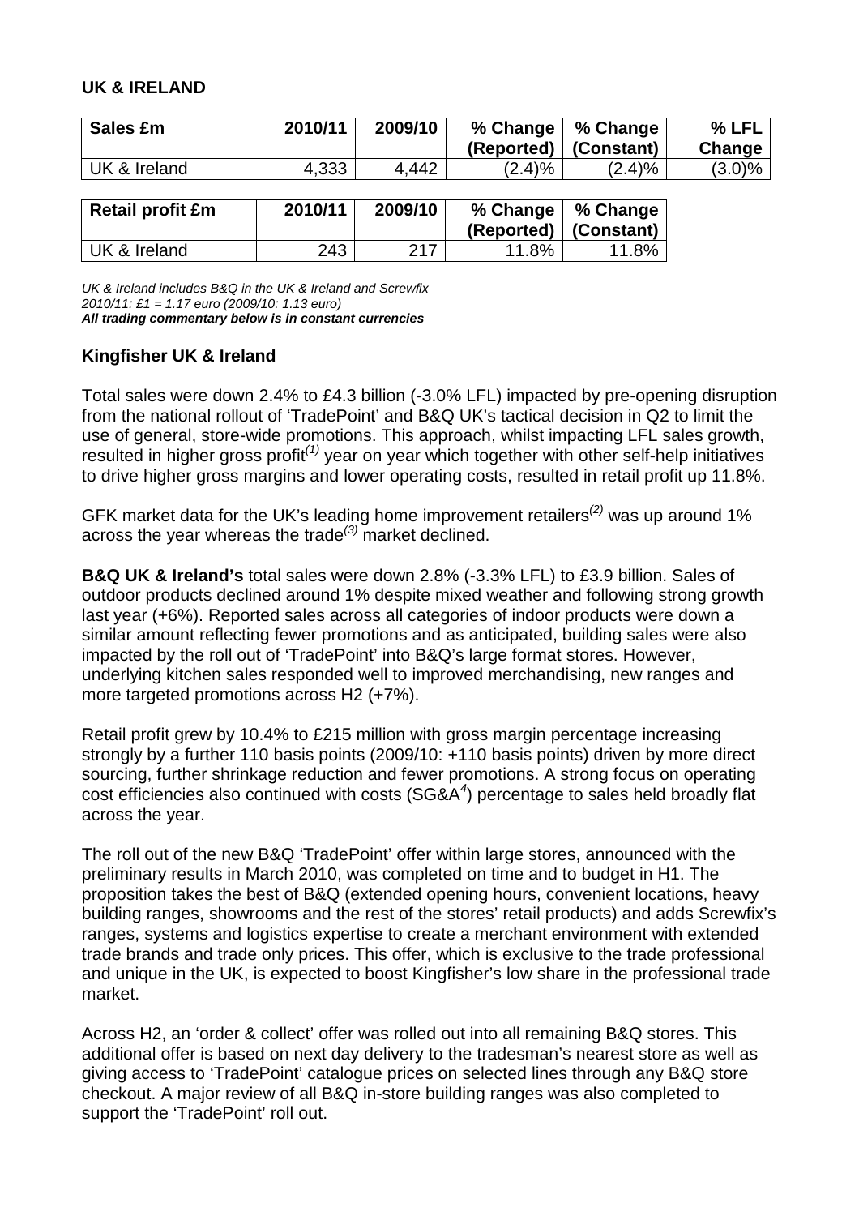## UK & IRELAND

| Sales £m | 2010/11 | 2009/10 | % Change (Reported) | % Change (Constant) | % LFL Change |
|---|---|---|---|---|---|
| UK & Ireland | 4,333 | 4,442 | (2.4)% | (2.4)% | (3.0)% |

| Retail profit £m | 2010/11 | 2009/10 | % Change (Reported) | % Change (Constant) |
|---|---|---|---|---|
| UK & Ireland | 243 | 217 | 11.8% | 11.8% |

*UK & Ireland includes B&Q in the UK & Ireland and Screwfix*
*2010/11: £1 = 1.17 euro (2009/10: 1.13 euro)*
***All trading commentary below is in constant currencies***

### Kingfisher UK & Ireland

Total sales were down 2.4% to £4.3 billion (-3.0% LFL) impacted by pre-opening disruption from the national rollout of 'TradePoint' and B&Q UK's tactical decision in Q2 to limit the use of general, store-wide promotions. This approach, whilst impacting LFL sales growth, resulted in higher gross profit[(1)] year on year which together with other self-help initiatives to drive higher gross margins and lower operating costs, resulted in retail profit up 11.8%.

GFK market data for the UK's leading home improvement retailers[(2)] was up around 1% across the year whereas the trade[(3)] market declined.

**B&Q UK & Ireland's** total sales were down 2.8% (-3.3% LFL) to £3.9 billion. Sales of outdoor products declined around 1% despite mixed weather and following strong growth last year (+6%). Reported sales across all categories of indoor products were down a similar amount reflecting fewer promotions and as anticipated, building sales were also impacted by the roll out of 'TradePoint' into B&Q's large format stores. However, underlying kitchen sales responded well to improved merchandising, new ranges and more targeted promotions across H2 (+7%).

Retail profit grew by 10.4% to £215 million with gross margin percentage increasing strongly by a further 110 basis points (2009/10: +110 basis points) driven by more direct sourcing, further shrinkage reduction and fewer promotions. A strong focus on operating cost efficiencies also continued with costs (SG&A[4]) percentage to sales held broadly flat across the year.

The roll out of the new B&Q 'TradePoint' offer within large stores, announced with the preliminary results in March 2010, was completed on time and to budget in H1. The proposition takes the best of B&Q (extended opening hours, convenient locations, heavy building ranges, showrooms and the rest of the stores' retail products) and adds Screwfix's ranges, systems and logistics expertise to create a merchant environment with extended trade brands and trade only prices. This offer, which is exclusive to the trade professional and unique in the UK, is expected to boost Kingfisher's low share in the professional trade market.

Across H2, an 'order & collect' offer was rolled out into all remaining B&Q stores. This additional offer is based on next day delivery to the tradesman's nearest store as well as giving access to 'TradePoint' catalogue prices on selected lines through any B&Q store checkout. A major review of all B&Q in-store building ranges was also completed to support the 'TradePoint' roll out.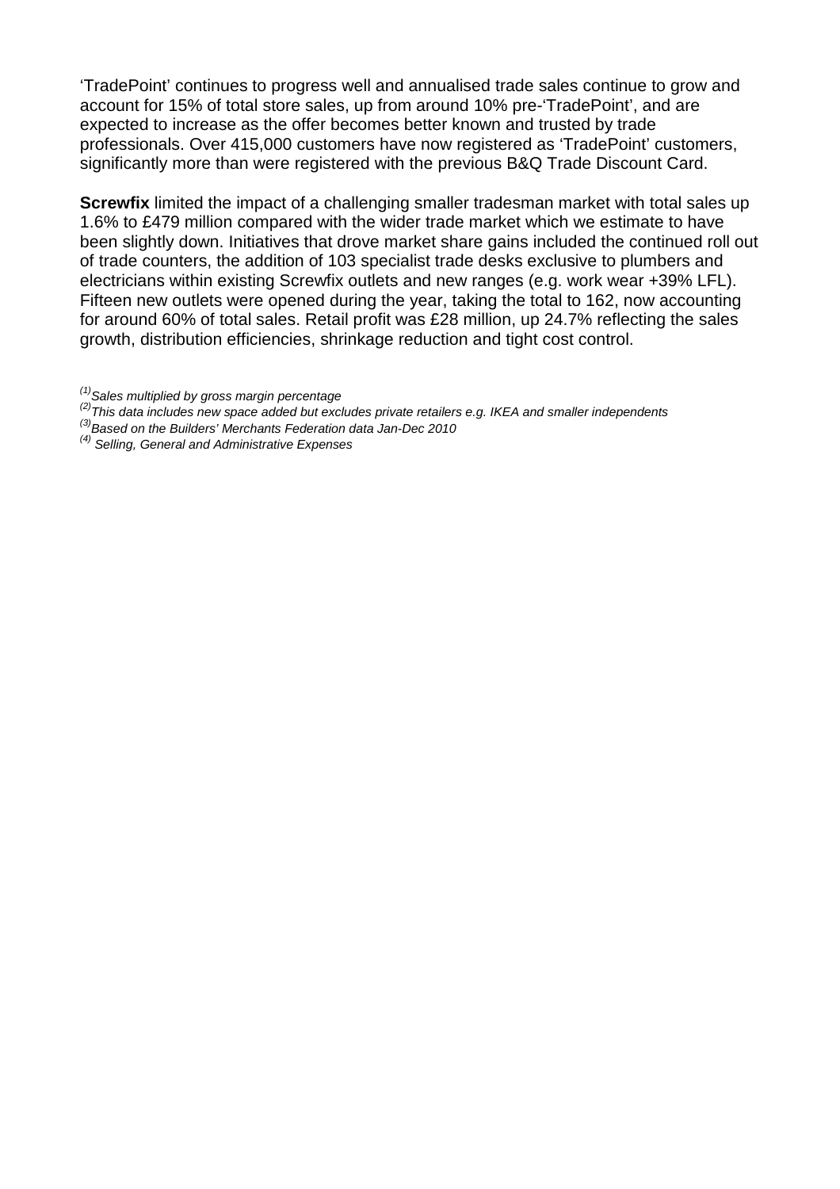'TradePoint' continues to progress well and annualised trade sales continue to grow and account for 15% of total store sales, up from around 10% pre-'TradePoint', and are expected to increase as the offer becomes better known and trusted by trade professionals. Over 415,000 customers have now registered as 'TradePoint' customers, significantly more than were registered with the previous B&Q Trade Discount Card.

**Screwfix** limited the impact of a challenging smaller tradesman market with total sales up 1.6% to £479 million compared with the wider trade market which we estimate to have been slightly down. Initiatives that drove market share gains included the continued roll out of trade counters, the addition of 103 specialist trade desks exclusive to plumbers and electricians within existing Screwfix outlets and new ranges (e.g. work wear +39% LFL). Fifteen new outlets were opened during the year, taking the total to 162, now accounting for around 60% of total sales. Retail profit was £28 million, up 24.7% reflecting the sales growth, distribution efficiencies, shrinkage reduction and tight cost control.

*(1) Sales multiplied by gross margin percentage*

*(2) This data includes new space added but excludes private retailers e.g. IKEA and smaller independents*

*(3) Based on the Builders' Merchants Federation data Jan-Dec 2010*

*(4) Selling, General and Administrative Expenses*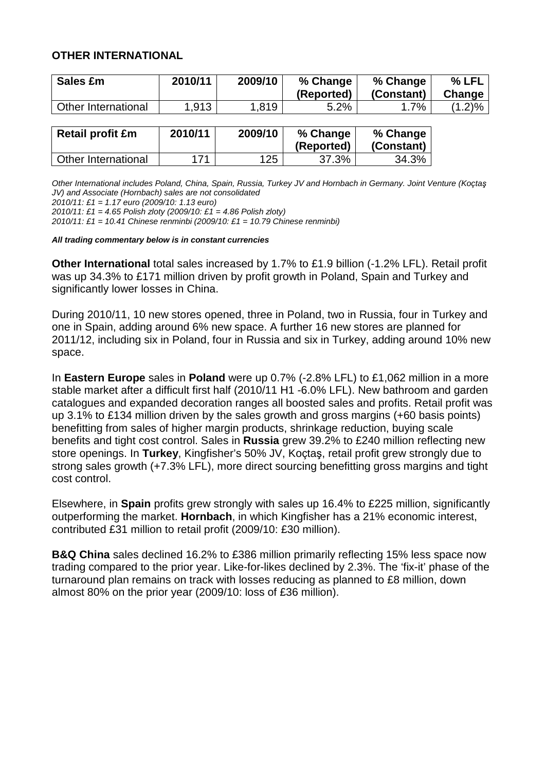**OTHER INTERNATIONAL**

| Sales £m | 2010/11 | 2009/10 | % Change (Reported) | % Change (Constant) | % LFL Change |
|---|---|---|---|---|---|
| Other International | 1,913 | 1,819 | 5.2% | 1.7% | (1.2)% |

| Retail profit £m | 2010/11 | 2009/10 | % Change (Reported) | % Change (Constant) |
|---|---|---|---|---|
| Other International | 171 | 125 | 37.3% | 34.3% |

*Other International includes Poland, China, Spain, Russia, Turkey JV and Hornbach in Germany. Joint Venture (Koçtaş JV) and Associate (Hornbach) sales are not consolidated*
*2010/11: £1 = 1.17 euro (2009/10: 1.13 euro)*
*2010/11: £1 = 4.65 Polish zloty (2009/10: £1 = 4.86 Polish zloty)*
*2010/11: £1 = 10.41 Chinese renminbi (2009/10: £1 = 10.79 Chinese renminbi)*

***All trading commentary below is in constant currencies***

**Other International** total sales increased by 1.7% to £1.9 billion (-1.2% LFL). Retail profit was up 34.3% to £171 million driven by profit growth in Poland, Spain and Turkey and significantly lower losses in China.

During 2010/11, 10 new stores opened, three in Poland, two in Russia, four in Turkey and one in Spain, adding around 6% new space. A further 16 new stores are planned for 2011/12, including six in Poland, four in Russia and six in Turkey, adding around 10% new space.

In **Eastern Europe** sales in **Poland** were up 0.7% (-2.8% LFL) to £1,062 million in a more stable market after a difficult first half (2010/11 H1 -6.0% LFL). New bathroom and garden catalogues and expanded decoration ranges all boosted sales and profits. Retail profit was up 3.1% to £134 million driven by the sales growth and gross margins (+60 basis points) benefitting from sales of higher margin products, shrinkage reduction, buying scale benefits and tight cost control. Sales in **Russia** grew 39.2% to £240 million reflecting new store openings. In **Turkey**, Kingfisher's 50% JV, Koçtaş, retail profit grew strongly due to strong sales growth (+7.3% LFL), more direct sourcing benefitting gross margins and tight cost control.

Elsewhere, in **Spain** profits grew strongly with sales up 16.4% to £225 million, significantly outperforming the market. **Hornbach**, in which Kingfisher has a 21% economic interest, contributed £31 million to retail profit (2009/10: £30 million).

**B&Q China** sales declined 16.2% to £386 million primarily reflecting 15% less space now trading compared to the prior year. Like-for-likes declined by 2.3%. The 'fix-it' phase of the turnaround plan remains on track with losses reducing as planned to £8 million, down almost 80% on the prior year (2009/10: loss of £36 million).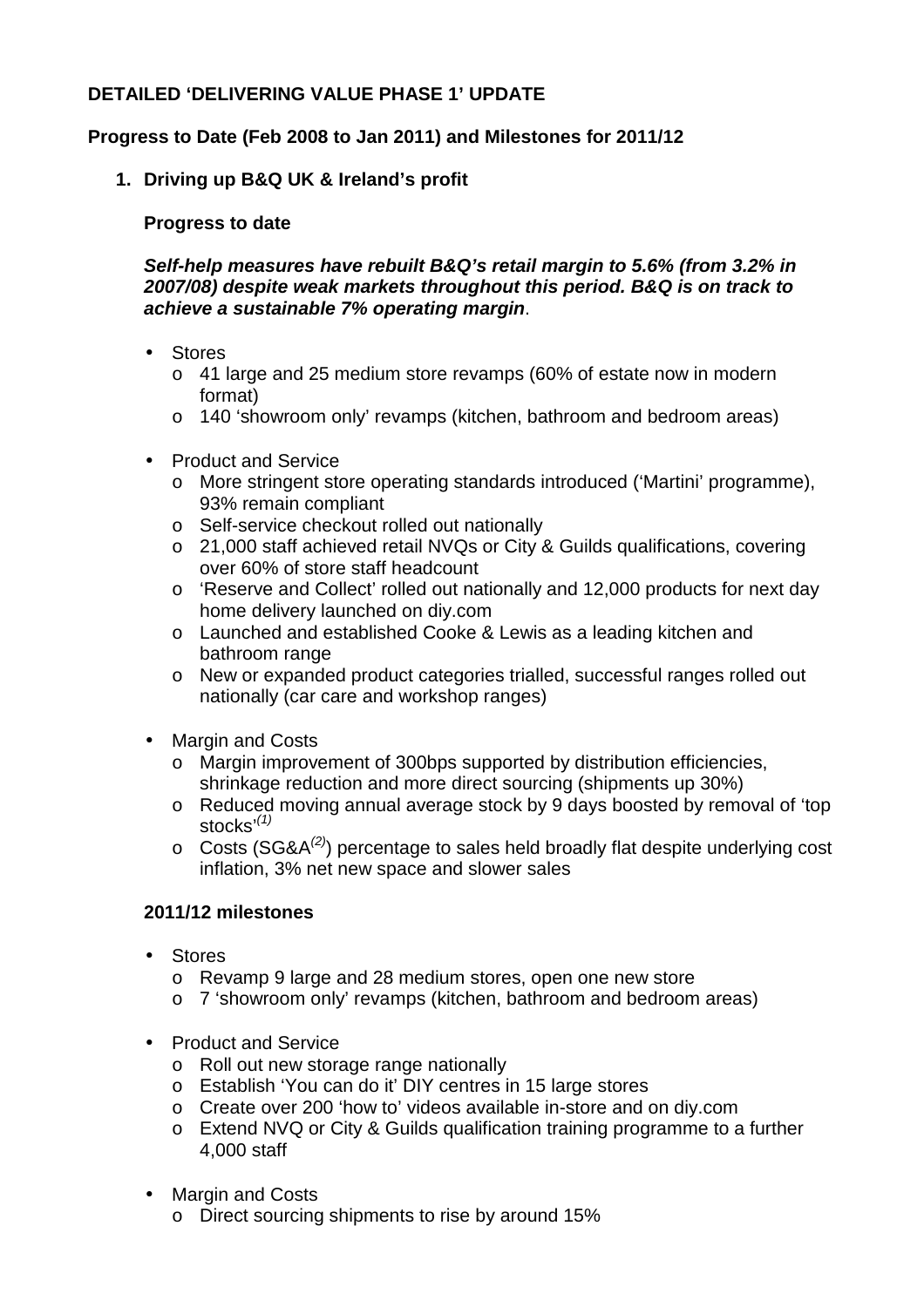**DETAILED 'DELIVERING VALUE PHASE 1' UPDATE**

**Progress to Date (Feb 2008 to Jan 2011) and Milestones for 2011/12**

1. **Driving up B&Q UK & Ireland's profit**

**Progress to date**

***Self-help measures have rebuilt B&Q's retail margin to 5.6% (from 3.2% in 2007/08) despite weak markets throughout this period. B&Q is on track to achieve a sustainable 7% operating margin***.

- Stores
  - 41 large and 25 medium store revamps (60% of estate now in modern format)
  - 140 'showroom only' revamps (kitchen, bathroom and bedroom areas)

- Product and Service
  - More stringent store operating standards introduced ('Martini' programme), 93% remain compliant
  - Self-service checkout rolled out nationally
  - 21,000 staff achieved retail NVQs or City & Guilds qualifications, covering over 60% of store staff headcount
  - 'Reserve and Collect' rolled out nationally and 12,000 products for next day home delivery launched on diy.com
  - Launched and established Cooke & Lewis as a leading kitchen and bathroom range
  - New or expanded product categories trialled, successful ranges rolled out nationally (car care and workshop ranges)

- Margin and Costs
  - Margin improvement of 300bps supported by distribution efficiencies, shrinkage reduction and more direct sourcing (shipments up 30%)
  - Reduced moving annual average stock by 9 days boosted by removal of 'top stocks'[(1)]
  - Costs (SG&A[(2)]) percentage to sales held broadly flat despite underlying cost inflation, 3% net new space and slower sales

**2011/12 milestones**

- Stores
  - Revamp 9 large and 28 medium stores, open one new store
  - 7 'showroom only' revamps (kitchen, bathroom and bedroom areas)

- Product and Service
  - Roll out new storage range nationally
  - Establish 'You can do it' DIY centres in 15 large stores
  - Create over 200 'how to' videos available in-store and on diy.com
  - Extend NVQ or City & Guilds qualification training programme to a further 4,000 staff

- Margin and Costs
  - Direct sourcing shipments to rise by around 15%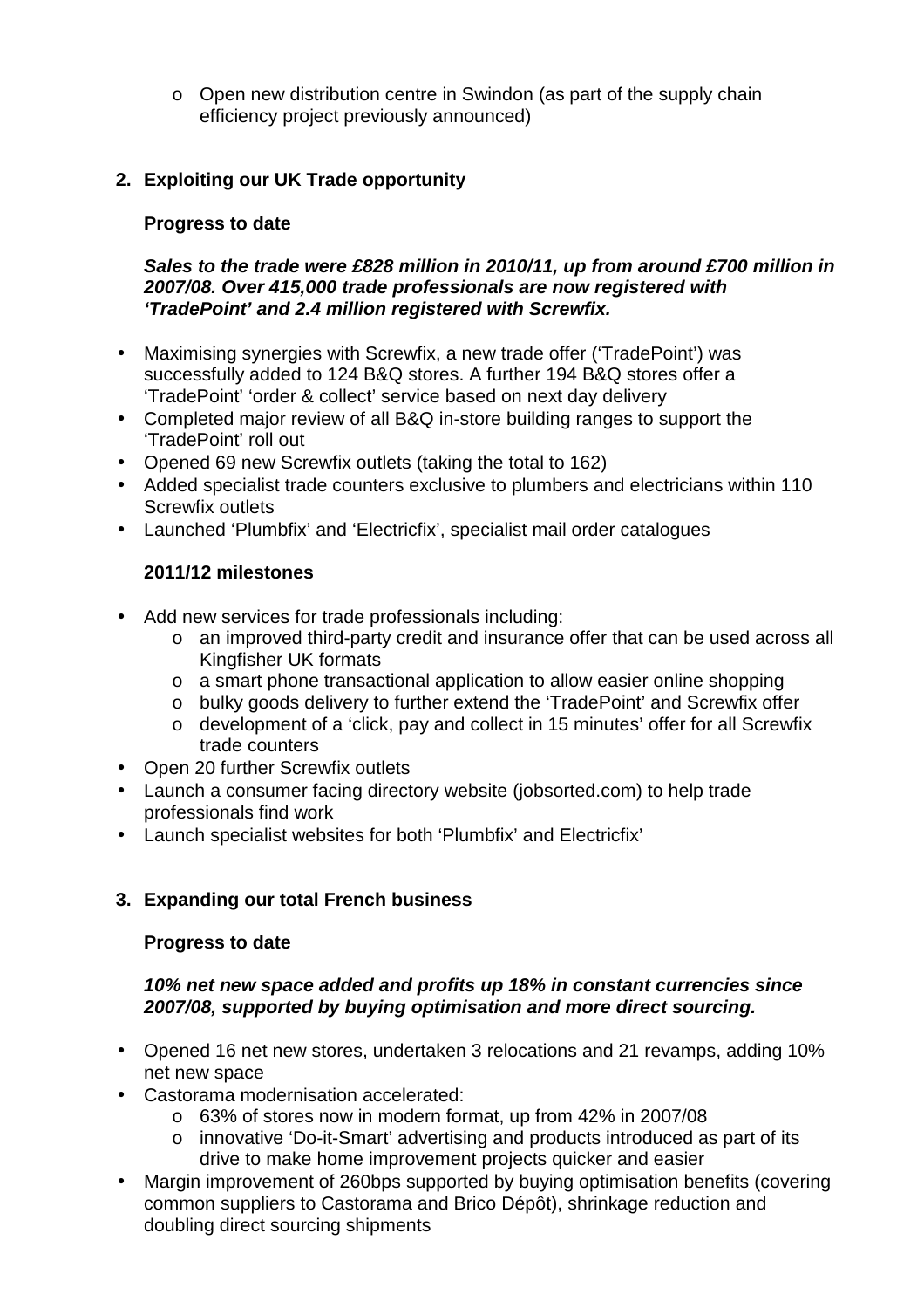- Open new distribution centre in Swindon (as part of the supply chain efficiency project previously announced)

**2. Exploiting our UK Trade opportunity**

**Progress to date**

***Sales to the trade were £828 million in 2010/11, up from around £700 million in 2007/08. Over 415,000 trade professionals are now registered with 'TradePoint' and 2.4 million registered with Screwfix.***

- Maximising synergies with Screwfix, a new trade offer ('TradePoint') was successfully added to 124 B&Q stores. A further 194 B&Q stores offer a 'TradePoint' 'order & collect' service based on next day delivery
- Completed major review of all B&Q in-store building ranges to support the 'TradePoint' roll out
- Opened 69 new Screwfix outlets (taking the total to 162)
- Added specialist trade counters exclusive to plumbers and electricians within 110 Screwfix outlets
- Launched 'Plumbfix' and 'Electricfix', specialist mail order catalogues

**2011/12 milestones**

- Add new services for trade professionals including:
  - an improved third-party credit and insurance offer that can be used across all Kingfisher UK formats
  - a smart phone transactional application to allow easier online shopping
  - bulky goods delivery to further extend the 'TradePoint' and Screwfix offer
  - development of a 'click, pay and collect in 15 minutes' offer for all Screwfix trade counters
- Open 20 further Screwfix outlets
- Launch a consumer facing directory website (jobsorted.com) to help trade professionals find work
- Launch specialist websites for both 'Plumbfix' and Electricfix'

**3. Expanding our total French business**

**Progress to date**

***10% net new space added and profits up 18% in constant currencies since 2007/08, supported by buying optimisation and more direct sourcing.***

- Opened 16 net new stores, undertaken 3 relocations and 21 revamps, adding 10% net new space
- Castorama modernisation accelerated:
  - 63% of stores now in modern format, up from 42% in 2007/08
  - innovative 'Do-it-Smart' advertising and products introduced as part of its drive to make home improvement projects quicker and easier
- Margin improvement of 260bps supported by buying optimisation benefits (covering common suppliers to Castorama and Brico Dépôt), shrinkage reduction and doubling direct sourcing shipments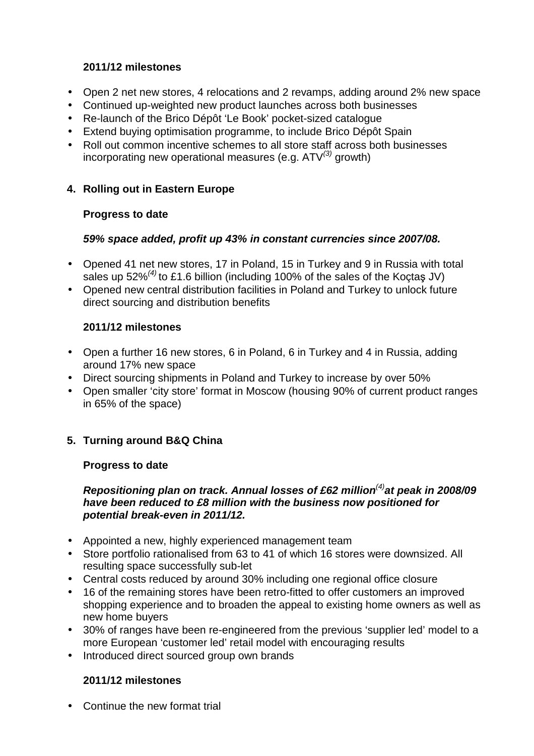**2011/12 milestones**

- Open 2 net new stores, 4 relocations and 2 revamps, adding around 2% new space
- Continued up-weighted new product launches across both businesses
- Re-launch of the Brico Dépôt 'Le Book' pocket-sized catalogue
- Extend buying optimisation programme, to include Brico Dépôt Spain
- Roll out common incentive schemes to all store staff across both businesses incorporating new operational measures (e.g. ATV[(3)] growth)

**4. Rolling out in Eastern Europe**

**Progress to date**

***59% space added, profit up 43% in constant currencies since 2007/08.***

- Opened 41 net new stores, 17 in Poland, 15 in Turkey and 9 in Russia with total sales up 52%[(4)] to £1.6 billion (including 100% of the sales of the Koçtaş JV)
- Opened new central distribution facilities in Poland and Turkey to unlock future direct sourcing and distribution benefits

**2011/12 milestones**

- Open a further 16 new stores, 6 in Poland, 6 in Turkey and 4 in Russia, adding around 17% new space
- Direct sourcing shipments in Poland and Turkey to increase by over 50%
- Open smaller 'city store' format in Moscow (housing 90% of current product ranges in 65% of the space)

**5. Turning around B&Q China**

**Progress to date**

***Repositioning plan on track. Annual losses of £62 million[(4)] at peak in 2008/09 have been reduced to £8 million with the business now positioned for potential break-even in 2011/12.***

- Appointed a new, highly experienced management team
- Store portfolio rationalised from 63 to 41 of which 16 stores were downsized. All resulting space successfully sub-let
- Central costs reduced by around 30% including one regional office closure
- 16 of the remaining stores have been retro-fitted to offer customers an improved shopping experience and to broaden the appeal to existing home owners as well as new home buyers
- 30% of ranges have been re-engineered from the previous 'supplier led' model to a more European 'customer led' retail model with encouraging results
- Introduced direct sourced group own brands

**2011/12 milestones**

- Continue the new format trial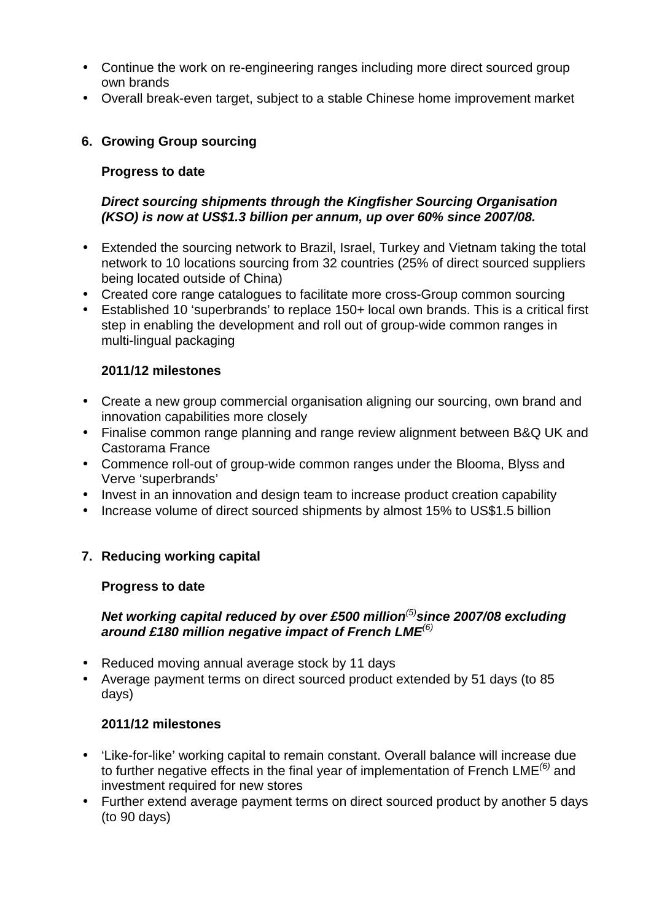- Continue the work on re-engineering ranges including more direct sourced group own brands
- Overall break-even target, subject to a stable Chinese home improvement market

**6. Growing Group sourcing**

**Progress to date**

***Direct sourcing shipments through the Kingfisher Sourcing Organisation (KSO) is now at US$1.3 billion per annum, up over 60% since 2007/08.***

- Extended the sourcing network to Brazil, Israel, Turkey and Vietnam taking the total network to 10 locations sourcing from 32 countries (25% of direct sourced suppliers being located outside of China)
- Created core range catalogues to facilitate more cross-Group common sourcing
- Established 10 'superbrands' to replace 150+ local own brands. This is a critical first step in enabling the development and roll out of group-wide common ranges in multi-lingual packaging

**2011/12 milestones**

- Create a new group commercial organisation aligning our sourcing, own brand and innovation capabilities more closely
- Finalise common range planning and range review alignment between B&Q UK and Castorama France
- Commence roll-out of group-wide common ranges under the Blooma, Blyss and Verve 'superbrands'
- Invest in an innovation and design team to increase product creation capability
- Increase volume of direct sourced shipments by almost 15% to US$1.5 billion

**7. Reducing working capital**

**Progress to date**

***Net working capital reduced by over £500 million[(5)] since 2007/08 excluding around £180 million negative impact of French LME[(6)]***

- Reduced moving annual average stock by 11 days
- Average payment terms on direct sourced product extended by 51 days (to 85 days)

**2011/12 milestones**

- 'Like-for-like' working capital to remain constant. Overall balance will increase due to further negative effects in the final year of implementation of French LME[(6)] and investment required for new stores
- Further extend average payment terms on direct sourced product by another 5 days (to 90 days)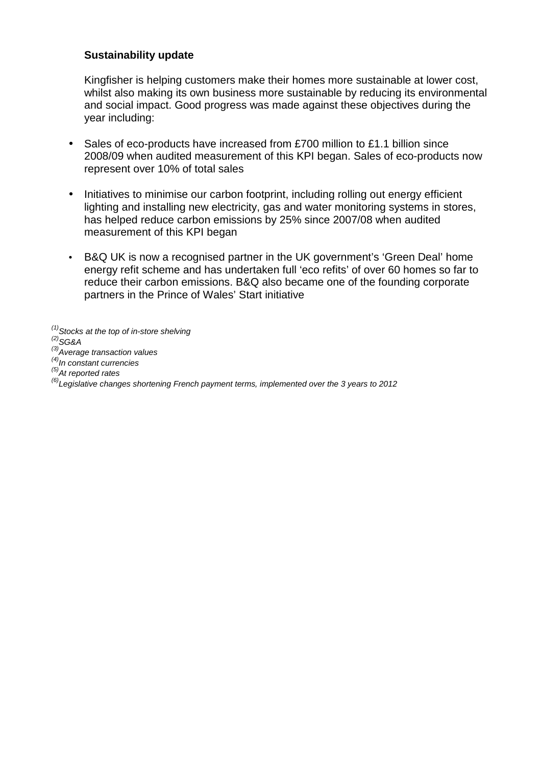**Sustainability update**

Kingfisher is helping customers make their homes more sustainable at lower cost, whilst also making its own business more sustainable by reducing its environmental and social impact. Good progress was made against these objectives during the year including:

- Sales of eco-products have increased from £700 million to £1.1 billion since 2008/09 when audited measurement of this KPI began. Sales of eco-products now represent over 10% of total sales
- Initiatives to minimise our carbon footprint, including rolling out energy efficient lighting and installing new electricity, gas and water monitoring systems in stores, has helped reduce carbon emissions by 25% since 2007/08 when audited measurement of this KPI began
- B&Q UK is now a recognised partner in the UK government's 'Green Deal' home energy refit scheme and has undertaken full 'eco refits' of over 60 homes so far to reduce their carbon emissions. B&Q also became one of the founding corporate partners in the Prince of Wales' Start initiative

*(1) Stocks at the top of in-store shelving*
*(2) SG&A*
*(3) Average transaction values*
*(4) In constant currencies*
*(5) At reported rates*
*(6) Legislative changes shortening French payment terms, implemented over the 3 years to 2012*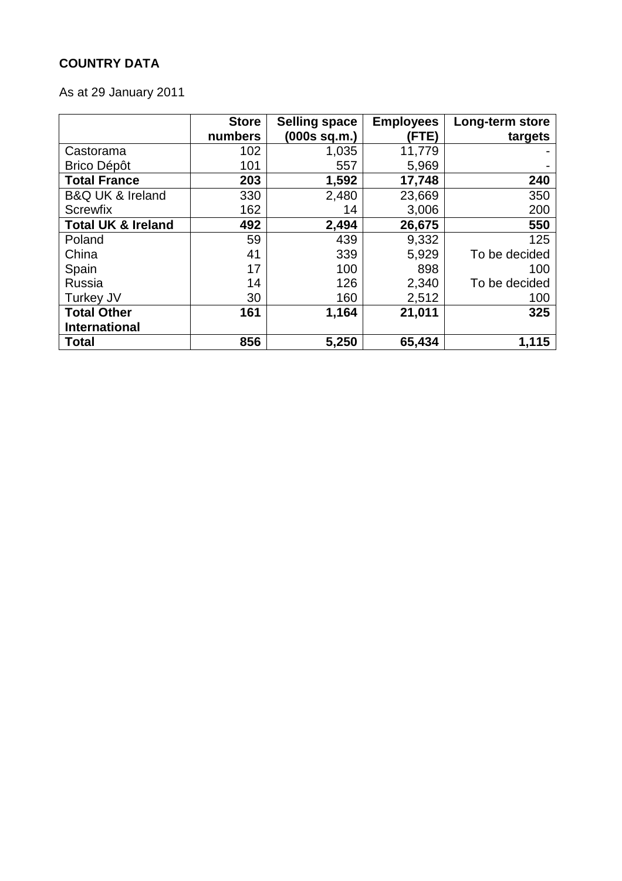**COUNTRY DATA**

As at 29 January 2011

| | Store numbers | Selling space (000s sq.m.) | Employees (FTE) | Long-term store targets |
|---|---|---|---|---|
| Castorama | 102 | 1,035 | 11,779 | - |
| Brico Dépôt | 101 | 557 | 5,969 | - |
| **Total France** | **203** | **1,592** | **17,748** | **240** |
| B&Q UK & Ireland | 330 | 2,480 | 23,669 | 350 |
| Screwfix | 162 | 14 | 3,006 | 200 |
| **Total UK & Ireland** | **492** | **2,494** | **26,675** | **550** |
| Poland | 59 | 439 | 9,332 | 125 |
| China | 41 | 339 | 5,929 | To be decided |
| Spain | 17 | 100 | 898 | 100 |
| Russia | 14 | 126 | 2,340 | To be decided |
| Turkey JV | 30 | 160 | 2,512 | 100 |
| **Total Other International** | **161** | **1,164** | **21,011** | **325** |
| **Total** | **856** | **5,250** | **65,434** | **1,115** |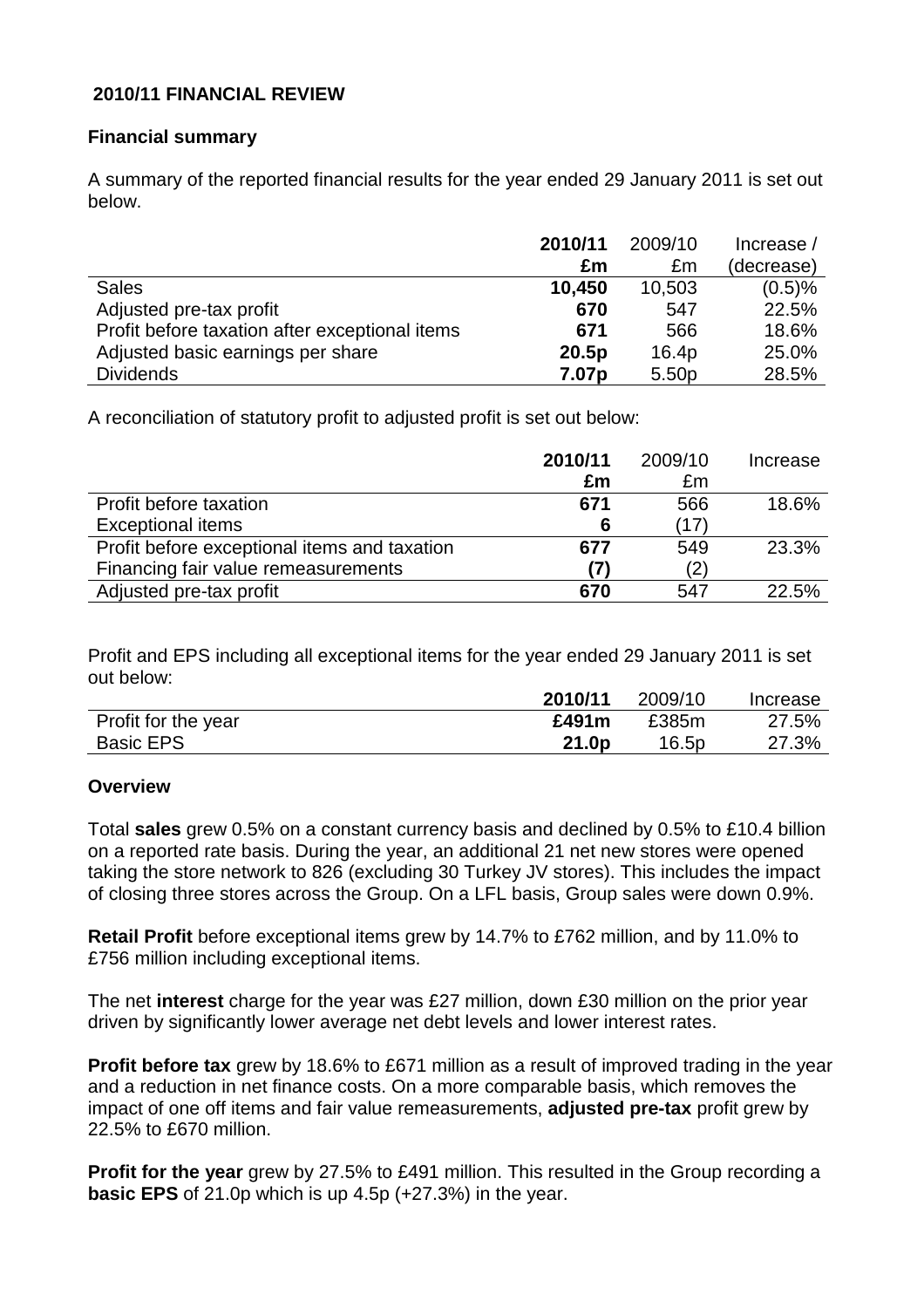## 2010/11 FINANCIAL REVIEW

### Financial summary

A summary of the reported financial results for the year ended 29 January 2011 is set out below.

| | **2010/11** | 2009/10 | Increase / |
|---|---|---|---|
| | **£m** | £m | (decrease) |
| Sales | **10,450** | 10,503 | (0.5)% |
| Adjusted pre-tax profit | **670** | 547 | 22.5% |
| Profit before taxation after exceptional items | **671** | 566 | 18.6% |
| Adjusted basic earnings per share | **20.5p** | 16.4p | 25.0% |
| Dividends | **7.07p** | 5.50p | 28.5% |

A reconciliation of statutory profit to adjusted profit is set out below:

| | **2010/11** | 2009/10 | Increase |
|---|---|---|---|
| | **£m** | £m | |
| Profit before taxation | **671** | 566 | 18.6% |
| Exceptional items | **6** | (17) | |
| Profit before exceptional items and taxation | **677** | 549 | 23.3% |
| Financing fair value remeasurements | **(7)** | (2) | |
| Adjusted pre-tax profit | **670** | 547 | 22.5% |

Profit and EPS including all exceptional items for the year ended 29 January 2011 is set out below:

| | **2010/11** | 2009/10 | Increase |
|---|---|---|---|
| Profit for the year | **£491m** | £385m | 27.5% |
| Basic EPS | **21.0p** | 16.5p | 27.3% |

### Overview

Total **sales** grew 0.5% on a constant currency basis and declined by 0.5% to £10.4 billion on a reported rate basis. During the year, an additional 21 net new stores were opened taking the store network to 826 (excluding 30 Turkey JV stores). This includes the impact of closing three stores across the Group. On a LFL basis, Group sales were down 0.9%.

**Retail Profit** before exceptional items grew by 14.7% to £762 million, and by 11.0% to £756 million including exceptional items.

The net **interest** charge for the year was £27 million, down £30 million on the prior year driven by significantly lower average net debt levels and lower interest rates.

**Profit before tax** grew by 18.6% to £671 million as a result of improved trading in the year and a reduction in net finance costs. On a more comparable basis, which removes the impact of one off items and fair value remeasurements, **adjusted pre-tax** profit grew by 22.5% to £670 million.

**Profit for the year** grew by 27.5% to £491 million. This resulted in the Group recording a **basic EPS** of 21.0p which is up 4.5p (+27.3%) in the year.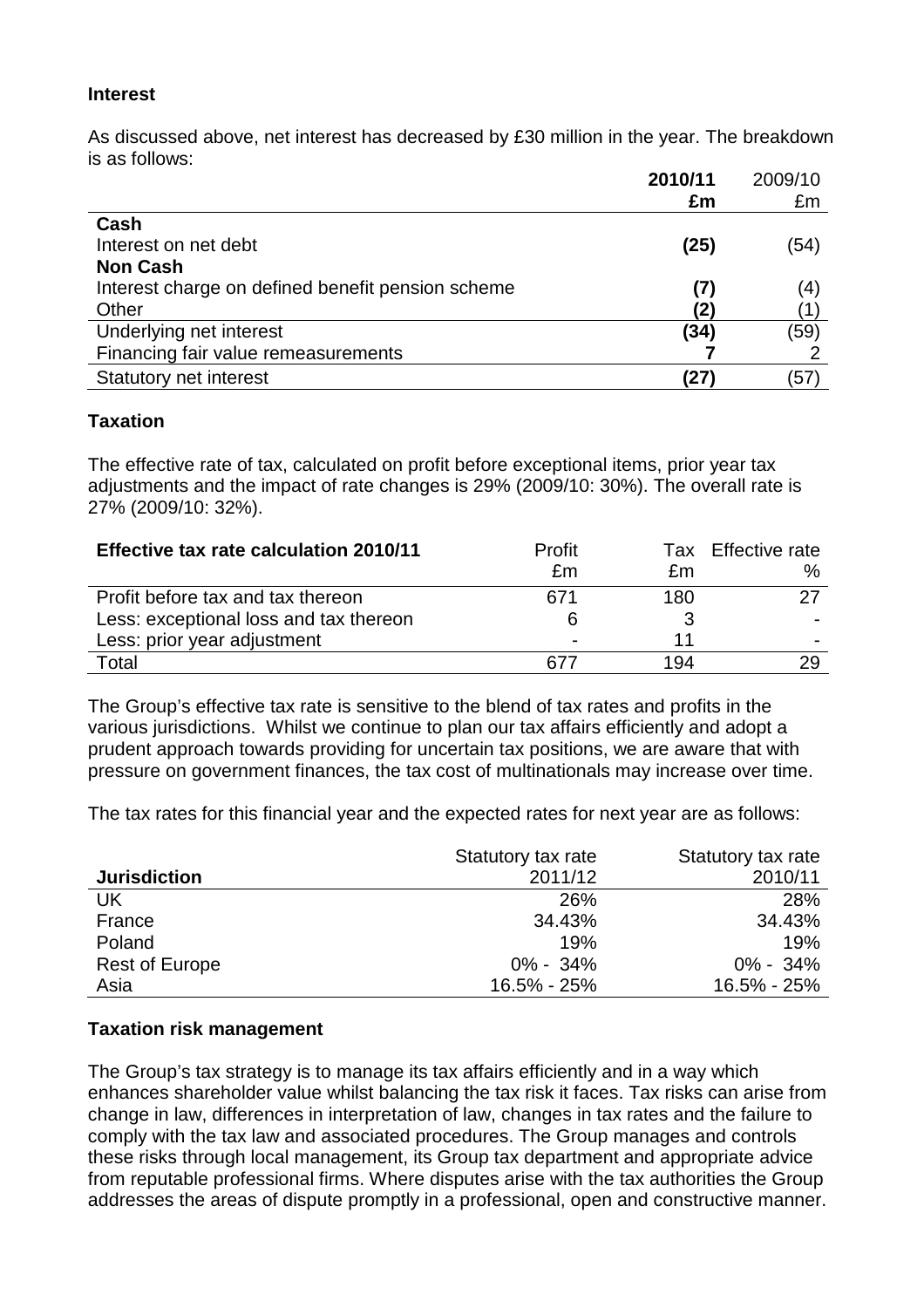## Interest

As discussed above, net interest has decreased by £30 million in the year. The breakdown is as follows:

| | **2010/11** | 2009/10 |
|---|---|---|
| | **£m** | £m |
| **Cash** | | |
| Interest on net debt | **(25)** | (54) |
| **Non Cash** | | |
| Interest charge on defined benefit pension scheme | **(7)** | (4) |
| Other | **(2)** | (1) |
| Underlying net interest | **(34)** | (59) |
| Financing fair value remeasurements | **7** | 2 |
| Statutory net interest | **(27)** | (57) |

## Taxation

The effective rate of tax, calculated on profit before exceptional items, prior year tax adjustments and the impact of rate changes is 29% (2009/10: 30%). The overall rate is 27% (2009/10: 32%).

| **Effective tax rate calculation 2010/11** | Profit £m | Tax £m | Effective rate % |
|---|---|---|---|
| Profit before tax and tax thereon | 671 | 180 | 27 |
| Less: exceptional loss and tax thereon | 6 | 3 | - |
| Less: prior year adjustment | - | 11 | - |
| Total | 677 | 194 | 29 |

The Group's effective tax rate is sensitive to the blend of tax rates and profits in the various jurisdictions. Whilst we continue to plan our tax affairs efficiently and adopt a prudent approach towards providing for uncertain tax positions, we are aware that with pressure on government finances, the tax cost of multinationals may increase over time.

The tax rates for this financial year and the expected rates for next year are as follows:

| **Jurisdiction** | Statutory tax rate 2011/12 | Statutory tax rate 2010/11 |
|---|---|---|
| UK | 26% | 28% |
| France | 34.43% | 34.43% |
| Poland | 19% | 19% |
| Rest of Europe | 0% - 34% | 0% - 34% |
| Asia | 16.5% - 25% | 16.5% - 25% |

## Taxation risk management

The Group's tax strategy is to manage its tax affairs efficiently and in a way which enhances shareholder value whilst balancing the tax risk it faces. Tax risks can arise from change in law, differences in interpretation of law, changes in tax rates and the failure to comply with the tax law and associated procedures. The Group manages and controls these risks through local management, its Group tax department and appropriate advice from reputable professional firms. Where disputes arise with the tax authorities the Group addresses the areas of dispute promptly in a professional, open and constructive manner.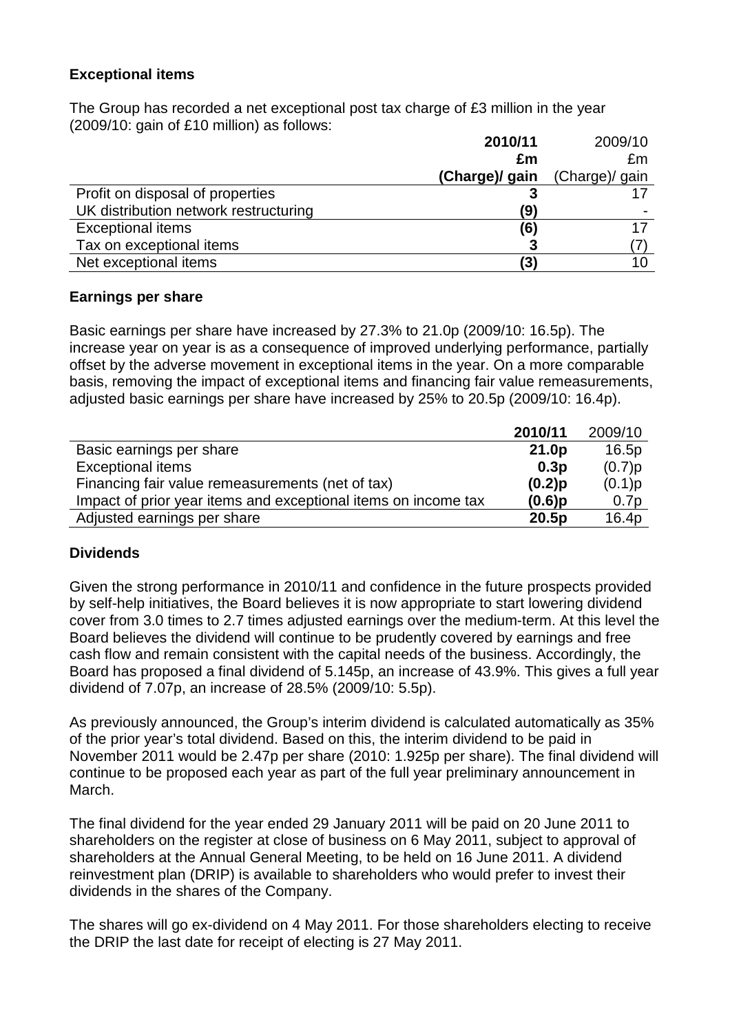## Exceptional items

The Group has recorded a net exceptional post tax charge of £3 million in the year (2009/10: gain of £10 million) as follows:

| | **2010/11** | 2009/10 |
|---|---|---|
| | **£m** | £m |
| | **(Charge)/ gain** | (Charge)/ gain |
| Profit on disposal of properties | **3** | 17 |
| UK distribution network restructuring | **(9)** | - |
| Exceptional items | **(6)** | 17 |
| Tax on exceptional items | **3** | (7) |
| Net exceptional items | **(3)** | 10 |

## Earnings per share

Basic earnings per share have increased by 27.3% to 21.0p (2009/10: 16.5p). The increase year on year is as a consequence of improved underlying performance, partially offset by the adverse movement in exceptional items in the year. On a more comparable basis, removing the impact of exceptional items and financing fair value remeasurements, adjusted basic earnings per share have increased by 25% to 20.5p (2009/10: 16.4p).

| | **2010/11** | 2009/10 |
|---|---|---|
| Basic earnings per share | **21.0p** | 16.5p |
| Exceptional items | **0.3p** | (0.7)p |
| Financing fair value remeasurements (net of tax) | **(0.2)p** | (0.1)p |
| Impact of prior year items and exceptional items on income tax | **(0.6)p** | 0.7p |
| Adjusted earnings per share | **20.5p** | 16.4p |

## Dividends

Given the strong performance in 2010/11 and confidence in the future prospects provided by self-help initiatives, the Board believes it is now appropriate to start lowering dividend cover from 3.0 times to 2.7 times adjusted earnings over the medium-term. At this level the Board believes the dividend will continue to be prudently covered by earnings and free cash flow and remain consistent with the capital needs of the business. Accordingly, the Board has proposed a final dividend of 5.145p, an increase of 43.9%. This gives a full year dividend of 7.07p, an increase of 28.5% (2009/10: 5.5p).

As previously announced, the Group's interim dividend is calculated automatically as 35% of the prior year's total dividend. Based on this, the interim dividend to be paid in November 2011 would be 2.47p per share (2010: 1.925p per share). The final dividend will continue to be proposed each year as part of the full year preliminary announcement in March.

The final dividend for the year ended 29 January 2011 will be paid on 20 June 2011 to shareholders on the register at close of business on 6 May 2011, subject to approval of shareholders at the Annual General Meeting, to be held on 16 June 2011. A dividend reinvestment plan (DRIP) is available to shareholders who would prefer to invest their dividends in the shares of the Company.

The shares will go ex-dividend on 4 May 2011. For those shareholders electing to receive the DRIP the last date for receipt of electing is 27 May 2011.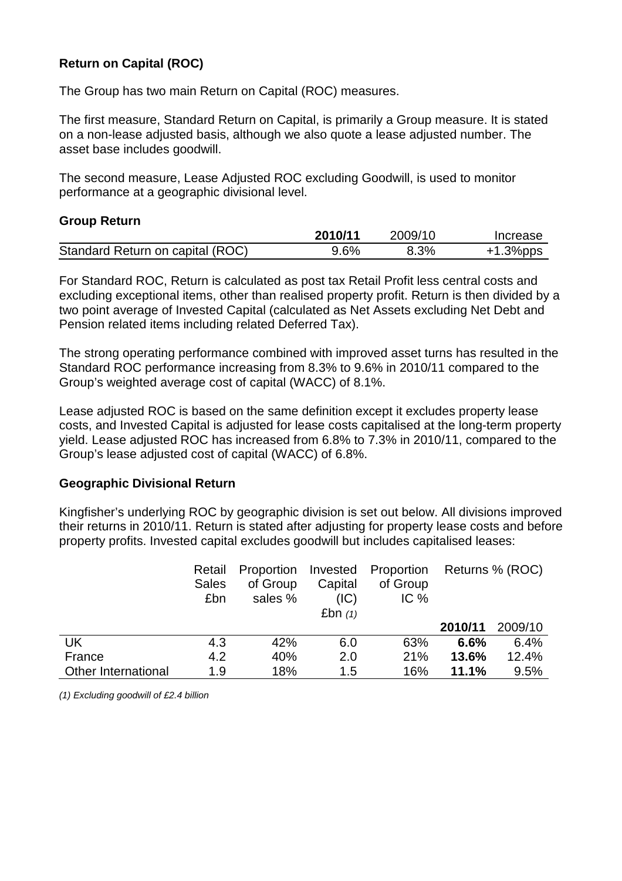## Return on Capital (ROC)

The Group has two main Return on Capital (ROC) measures.

The first measure, Standard Return on Capital, is primarily a Group measure. It is stated on a non-lease adjusted basis, although we also quote a lease adjusted number. The asset base includes goodwill.

The second measure, Lease Adjusted ROC excluding Goodwill, is used to monitor performance at a geographic divisional level.

### Group Return

| | **2010/11** | 2009/10 | Increase |
|---|---|---|---|
| Standard Return on capital (ROC) | 9.6% | 8.3% | +1.3%pps |

For Standard ROC, Return is calculated as post tax Retail Profit less central costs and excluding exceptional items, other than realised property profit. Return is then divided by a two point average of Invested Capital (calculated as Net Assets excluding Net Debt and Pension related items including related Deferred Tax).

The strong operating performance combined with improved asset turns has resulted in the Standard ROC performance increasing from 8.3% to 9.6% in 2010/11 compared to the Group's weighted average cost of capital (WACC) of 8.1%.

Lease adjusted ROC is based on the same definition except it excludes property lease costs, and Invested Capital is adjusted for lease costs capitalised at the long-term property yield. Lease adjusted ROC has increased from 6.8% to 7.3% in 2010/11, compared to the Group's lease adjusted cost of capital (WACC) of 6.8%.

### Geographic Divisional Return

Kingfisher's underlying ROC by geographic division is set out below. All divisions improved their returns in 2010/11. Return is stated after adjusting for property lease costs and before property profits. Invested capital excludes goodwill but includes capitalised leases:

| | Retail Sales £bn | Proportion of Group sales % | Invested Capital (IC) £bn *(1)* | Proportion of Group IC % | Returns % (ROC) | |
|---|---|---|---|---|---|---|
| | | | | | **2010/11** | 2009/10 |
| UK | 4.3 | 42% | 6.0 | 63% | **6.6%** | 6.4% |
| France | 4.2 | 40% | 2.0 | 21% | **13.6%** | 12.4% |
| Other International | 1.9 | 18% | 1.5 | 16% | **11.1%** | 9.5% |

*(1) Excluding goodwill of £2.4 billion*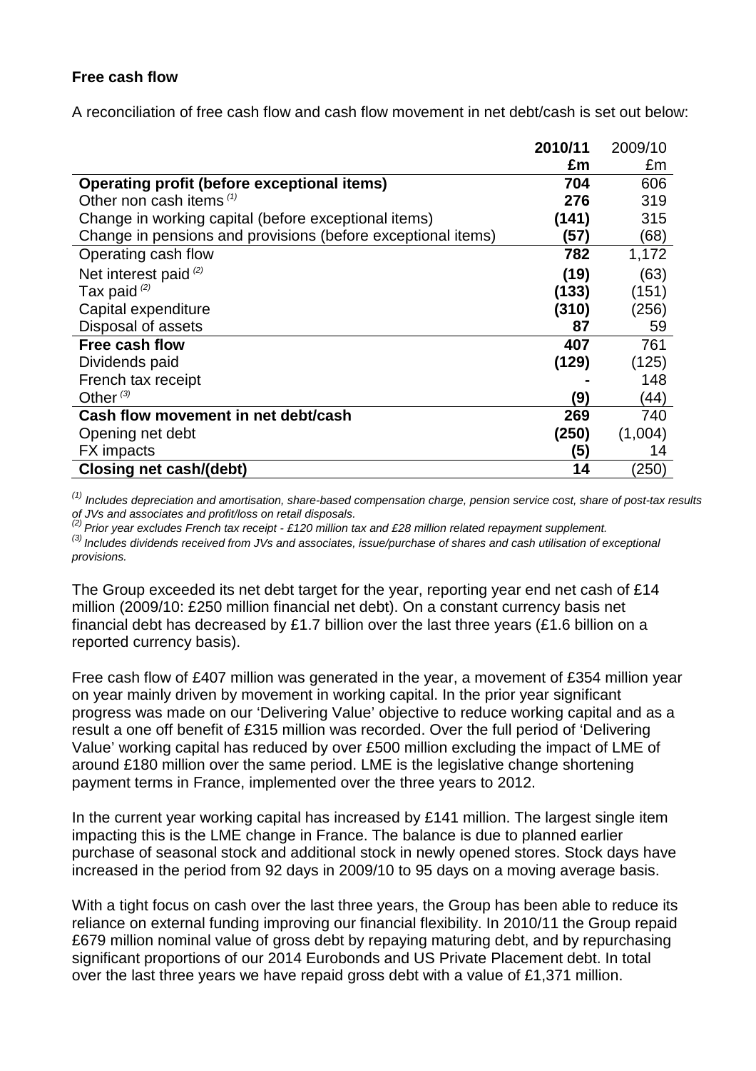**Free cash flow**

A reconciliation of free cash flow and cash flow movement in net debt/cash is set out below:

| | **2010/11** | 2009/10 |
|---|---|---|
| | **£m** | £m |
| **Operating profit (before exceptional items)** | **704** | 606 |
| Other non cash items [(1)] | **276** | 319 |
| Change in working capital (before exceptional items) | **(141)** | 315 |
| Change in pensions and provisions (before exceptional items) | **(57)** | (68) |
| Operating cash flow | **782** | 1,172 |
| Net interest paid [(2)] | **(19)** | (63) |
| Tax paid [(2)] | **(133)** | (151) |
| Capital expenditure | **(310)** | (256) |
| Disposal of assets | **87** | 59 |
| **Free cash flow** | **407** | 761 |
| Dividends paid | **(129)** | (125) |
| French tax receipt | **-** | 148 |
| Other [(3)] | **(9)** | (44) |
| **Cash flow movement in net debt/cash** | **269** | 740 |
| Opening net debt | **(250)** | (1,004) |
| FX impacts | **(5)** | 14 |
| **Closing net cash/(debt)** | **14** | (250) |

*[(1)] Includes depreciation and amortisation, share-based compensation charge, pension service cost, share of post-tax results of JVs and associates and profit/loss on retail disposals.*
*[(2)] Prior year excludes French tax receipt - £120 million tax and £28 million related repayment supplement.*
*[(3)] Includes dividends received from JVs and associates, issue/purchase of shares and cash utilisation of exceptional provisions.*

The Group exceeded its net debt target for the year, reporting year end net cash of £14 million (2009/10: £250 million financial net debt). On a constant currency basis net financial debt has decreased by £1.7 billion over the last three years (£1.6 billion on a reported currency basis).

Free cash flow of £407 million was generated in the year, a movement of £354 million year on year mainly driven by movement in working capital. In the prior year significant progress was made on our 'Delivering Value' objective to reduce working capital and as a result a one off benefit of £315 million was recorded. Over the full period of 'Delivering Value' working capital has reduced by over £500 million excluding the impact of LME of around £180 million over the same period. LME is the legislative change shortening payment terms in France, implemented over the three years to 2012.

In the current year working capital has increased by £141 million. The largest single item impacting this is the LME change in France. The balance is due to planned earlier purchase of seasonal stock and additional stock in newly opened stores. Stock days have increased in the period from 92 days in 2009/10 to 95 days on a moving average basis.

With a tight focus on cash over the last three years, the Group has been able to reduce its reliance on external funding improving our financial flexibility. In 2010/11 the Group repaid £679 million nominal value of gross debt by repaying maturing debt, and by repurchasing significant proportions of our 2014 Eurobonds and US Private Placement debt. In total over the last three years we have repaid gross debt with a value of £1,371 million.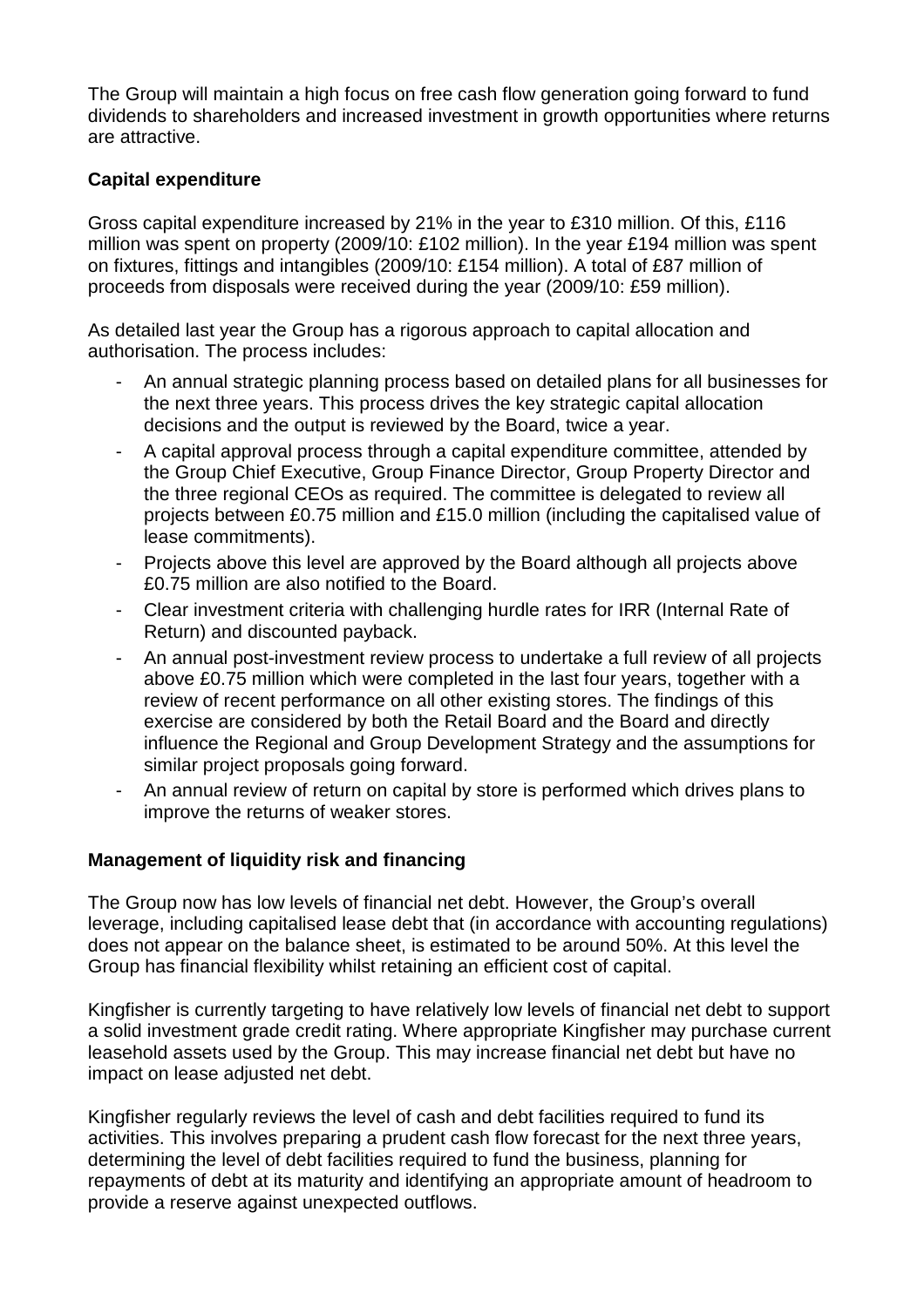The Group will maintain a high focus on free cash flow generation going forward to fund dividends to shareholders and increased investment in growth opportunities where returns are attractive.

**Capital expenditure**

Gross capital expenditure increased by 21% in the year to £310 million. Of this, £116 million was spent on property (2009/10: £102 million). In the year £194 million was spent on fixtures, fittings and intangibles (2009/10: £154 million). A total of £87 million of proceeds from disposals were received during the year (2009/10: £59 million).

As detailed last year the Group has a rigorous approach to capital allocation and authorisation. The process includes:

- An annual strategic planning process based on detailed plans for all businesses for the next three years. This process drives the key strategic capital allocation decisions and the output is reviewed by the Board, twice a year.
- A capital approval process through a capital expenditure committee, attended by the Group Chief Executive, Group Finance Director, Group Property Director and the three regional CEOs as required. The committee is delegated to review all projects between £0.75 million and £15.0 million (including the capitalised value of lease commitments).
- Projects above this level are approved by the Board although all projects above £0.75 million are also notified to the Board.
- Clear investment criteria with challenging hurdle rates for IRR (Internal Rate of Return) and discounted payback.
- An annual post-investment review process to undertake a full review of all projects above £0.75 million which were completed in the last four years, together with a review of recent performance on all other existing stores. The findings of this exercise are considered by both the Retail Board and the Board and directly influence the Regional and Group Development Strategy and the assumptions for similar project proposals going forward.
- An annual review of return on capital by store is performed which drives plans to improve the returns of weaker stores.

**Management of liquidity risk and financing**

The Group now has low levels of financial net debt. However, the Group's overall leverage, including capitalised lease debt that (in accordance with accounting regulations) does not appear on the balance sheet, is estimated to be around 50%. At this level the Group has financial flexibility whilst retaining an efficient cost of capital.

Kingfisher is currently targeting to have relatively low levels of financial net debt to support a solid investment grade credit rating. Where appropriate Kingfisher may purchase current leasehold assets used by the Group. This may increase financial net debt but have no impact on lease adjusted net debt.

Kingfisher regularly reviews the level of cash and debt facilities required to fund its activities. This involves preparing a prudent cash flow forecast for the next three years, determining the level of debt facilities required to fund the business, planning for repayments of debt at its maturity and identifying an appropriate amount of headroom to provide a reserve against unexpected outflows.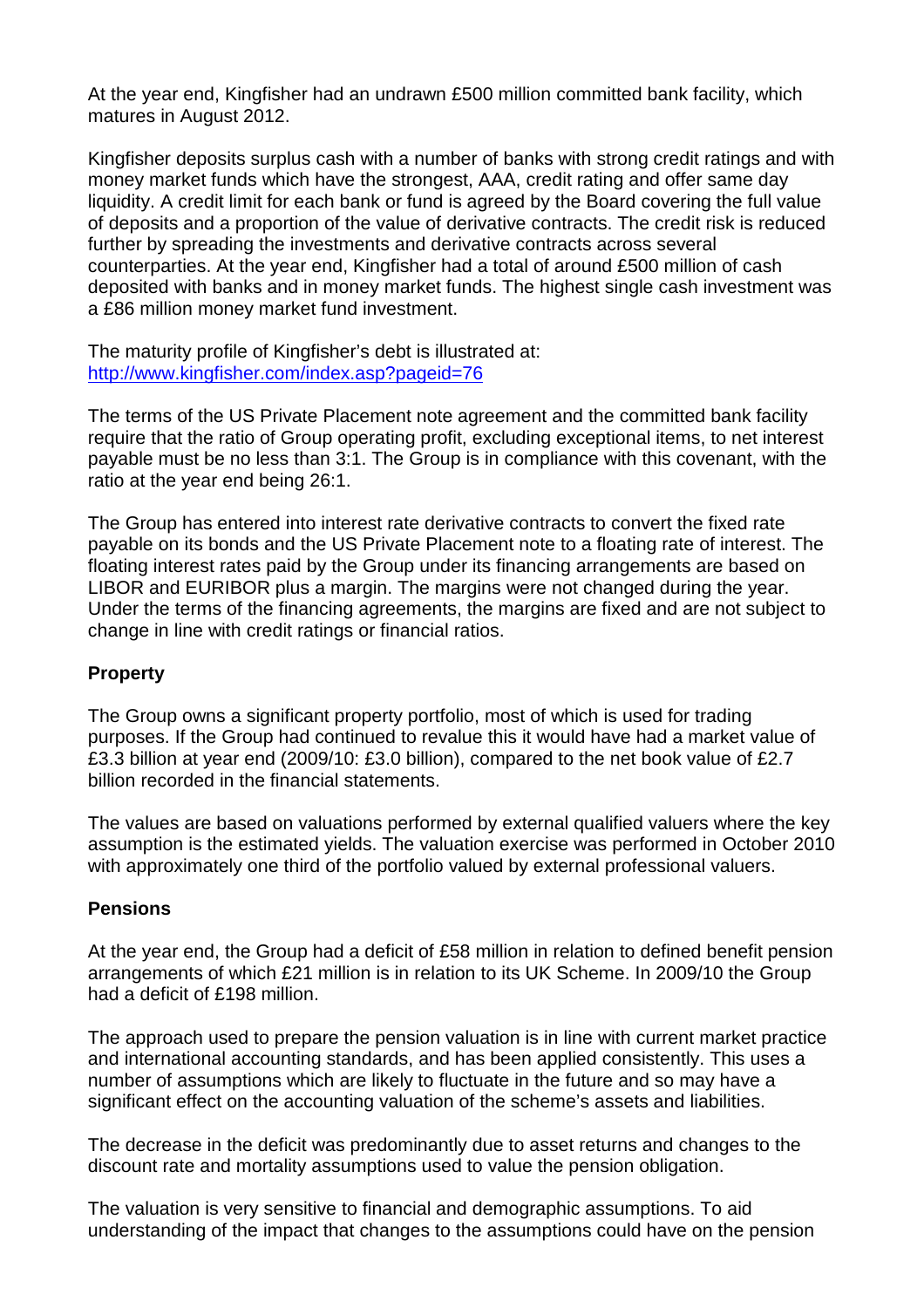At the year end, Kingfisher had an undrawn £500 million committed bank facility, which matures in August 2012.

Kingfisher deposits surplus cash with a number of banks with strong credit ratings and with money market funds which have the strongest, AAA, credit rating and offer same day liquidity. A credit limit for each bank or fund is agreed by the Board covering the full value of deposits and a proportion of the value of derivative contracts. The credit risk is reduced further by spreading the investments and derivative contracts across several counterparties. At the year end, Kingfisher had a total of around £500 million of cash deposited with banks and in money market funds. The highest single cash investment was a £86 million money market fund investment.

The maturity profile of Kingfisher's debt is illustrated at:
[http://www.kingfisher.com/index.asp?pageid=76](http://www.kingfisher.com/index.asp?pageid=76)

The terms of the US Private Placement note agreement and the committed bank facility require that the ratio of Group operating profit, excluding exceptional items, to net interest payable must be no less than 3:1. The Group is in compliance with this covenant, with the ratio at the year end being 26:1.

The Group has entered into interest rate derivative contracts to convert the fixed rate payable on its bonds and the US Private Placement note to a floating rate of interest. The floating interest rates paid by the Group under its financing arrangements are based on LIBOR and EURIBOR plus a margin. The margins were not changed during the year. Under the terms of the financing agreements, the margins are fixed and are not subject to change in line with credit ratings or financial ratios.

**Property**

The Group owns a significant property portfolio, most of which is used for trading purposes. If the Group had continued to revalue this it would have had a market value of £3.3 billion at year end (2009/10: £3.0 billion), compared to the net book value of £2.7 billion recorded in the financial statements.

The values are based on valuations performed by external qualified valuers where the key assumption is the estimated yields. The valuation exercise was performed in October 2010 with approximately one third of the portfolio valued by external professional valuers.

**Pensions**

At the year end, the Group had a deficit of £58 million in relation to defined benefit pension arrangements of which £21 million is in relation to its UK Scheme. In 2009/10 the Group had a deficit of £198 million.

The approach used to prepare the pension valuation is in line with current market practice and international accounting standards, and has been applied consistently. This uses a number of assumptions which are likely to fluctuate in the future and so may have a significant effect on the accounting valuation of the scheme's assets and liabilities.

The decrease in the deficit was predominantly due to asset returns and changes to the discount rate and mortality assumptions used to value the pension obligation.

The valuation is very sensitive to financial and demographic assumptions. To aid understanding of the impact that changes to the assumptions could have on the pension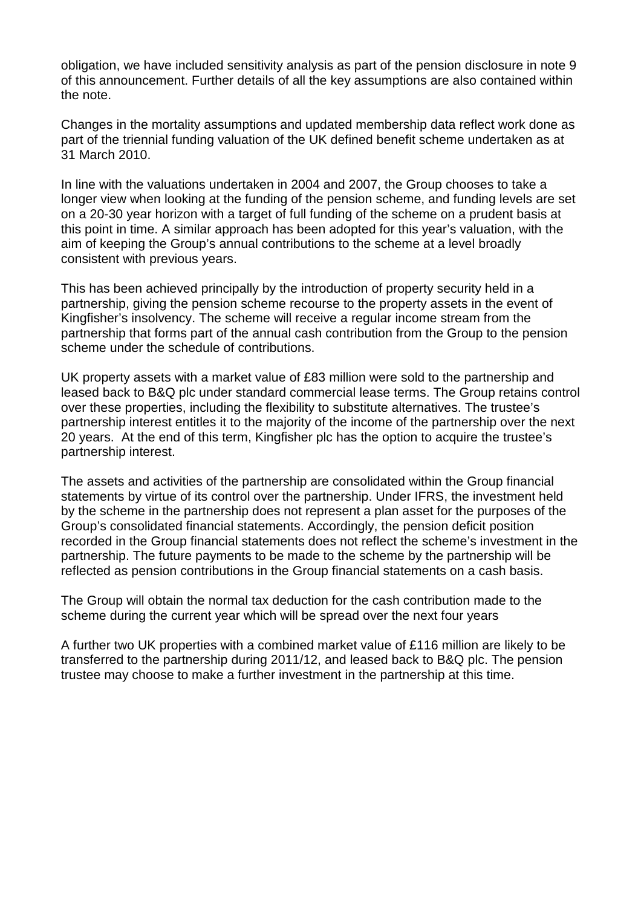obligation, we have included sensitivity analysis as part of the pension disclosure in note 9 of this announcement. Further details of all the key assumptions are also contained within the note.

Changes in the mortality assumptions and updated membership data reflect work done as part of the triennial funding valuation of the UK defined benefit scheme undertaken as at 31 March 2010.

In line with the valuations undertaken in 2004 and 2007, the Group chooses to take a longer view when looking at the funding of the pension scheme, and funding levels are set on a 20-30 year horizon with a target of full funding of the scheme on a prudent basis at this point in time. A similar approach has been adopted for this year's valuation, with the aim of keeping the Group's annual contributions to the scheme at a level broadly consistent with previous years.

This has been achieved principally by the introduction of property security held in a partnership, giving the pension scheme recourse to the property assets in the event of Kingfisher's insolvency. The scheme will receive a regular income stream from the partnership that forms part of the annual cash contribution from the Group to the pension scheme under the schedule of contributions.

UK property assets with a market value of £83 million were sold to the partnership and leased back to B&Q plc under standard commercial lease terms. The Group retains control over these properties, including the flexibility to substitute alternatives. The trustee's partnership interest entitles it to the majority of the income of the partnership over the next 20 years. At the end of this term, Kingfisher plc has the option to acquire the trustee's partnership interest.

The assets and activities of the partnership are consolidated within the Group financial statements by virtue of its control over the partnership. Under IFRS, the investment held by the scheme in the partnership does not represent a plan asset for the purposes of the Group's consolidated financial statements. Accordingly, the pension deficit position recorded in the Group financial statements does not reflect the scheme's investment in the partnership. The future payments to be made to the scheme by the partnership will be reflected as pension contributions in the Group financial statements on a cash basis.

The Group will obtain the normal tax deduction for the cash contribution made to the scheme during the current year which will be spread over the next four years

A further two UK properties with a combined market value of £116 million are likely to be transferred to the partnership during 2011/12, and leased back to B&Q plc. The pension trustee may choose to make a further investment in the partnership at this time.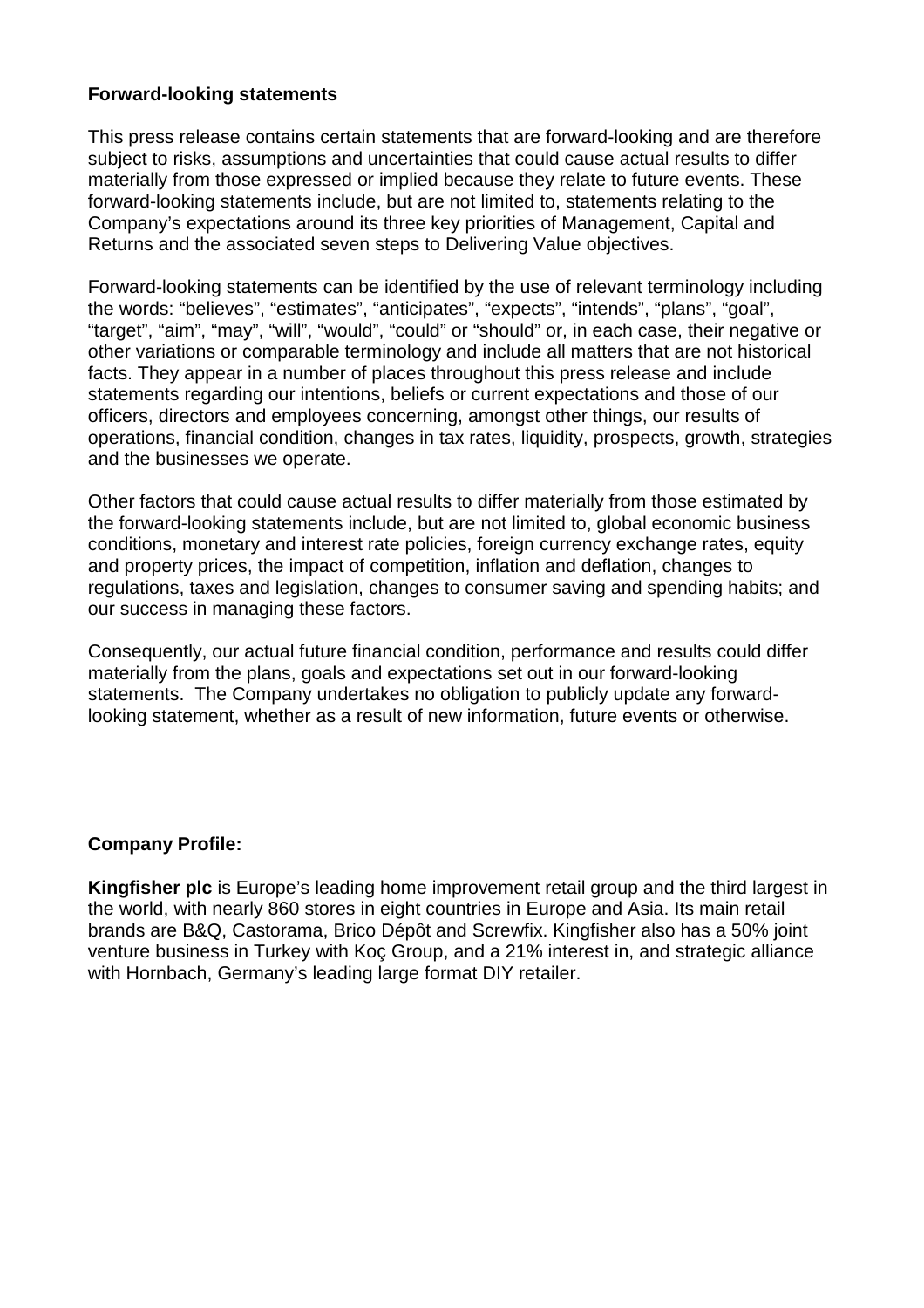**Forward-looking statements**

This press release contains certain statements that are forward-looking and are therefore subject to risks, assumptions and uncertainties that could cause actual results to differ materially from those expressed or implied because they relate to future events. These forward-looking statements include, but are not limited to, statements relating to the Company's expectations around its three key priorities of Management, Capital and Returns and the associated seven steps to Delivering Value objectives.

Forward-looking statements can be identified by the use of relevant terminology including the words: "believes", "estimates", "anticipates", "expects", "intends", "plans", "goal", "target", "aim", "may", "will", "would", "could" or "should" or, in each case, their negative or other variations or comparable terminology and include all matters that are not historical facts. They appear in a number of places throughout this press release and include statements regarding our intentions, beliefs or current expectations and those of our officers, directors and employees concerning, amongst other things, our results of operations, financial condition, changes in tax rates, liquidity, prospects, growth, strategies and the businesses we operate.

Other factors that could cause actual results to differ materially from those estimated by the forward-looking statements include, but are not limited to, global economic business conditions, monetary and interest rate policies, foreign currency exchange rates, equity and property prices, the impact of competition, inflation and deflation, changes to regulations, taxes and legislation, changes to consumer saving and spending habits; and our success in managing these factors.

Consequently, our actual future financial condition, performance and results could differ materially from the plans, goals and expectations set out in our forward-looking statements. The Company undertakes no obligation to publicly update any forward-looking statement, whether as a result of new information, future events or otherwise.

**Company Profile:**

**Kingfisher plc** is Europe's leading home improvement retail group and the third largest in the world, with nearly 860 stores in eight countries in Europe and Asia. Its main retail brands are B&Q, Castorama, Brico Dépôt and Screwfix. Kingfisher also has a 50% joint venture business in Turkey with Koç Group, and a 21% interest in, and strategic alliance with Hornbach, Germany's leading large format DIY retailer.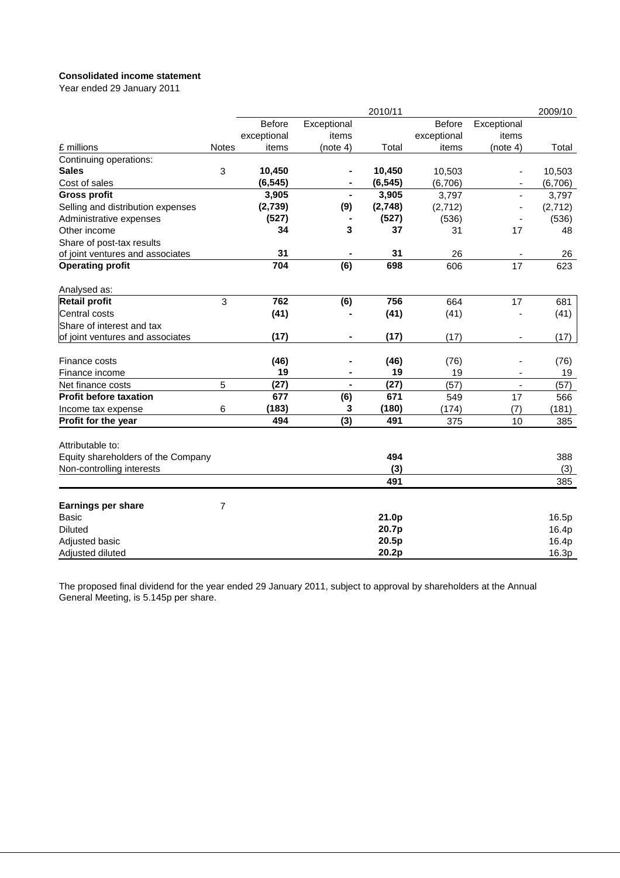**Consolidated income statement**

Year ended 29 January 2011

| £ millions | Notes | 2010/11 Before exceptional items | 2010/11 Exceptional items (note 4) | 2010/11 Total | 2009/10 Before exceptional items | 2009/10 Exceptional items (note 4) | 2009/10 Total |
|---|---|---|---|---|---|---|---|
| Continuing operations: | | | | | | | |
| **Sales** | 3 | **10,450** | **-** | **10,450** | 10,503 | - | 10,503 |
| Cost of sales | | **(6,545)** | **-** | **(6,545)** | (6,706) | - | (6,706) |
| **Gross profit** | | **3,905** | **-** | **3,905** | 3,797 | - | 3,797 |
| Selling and distribution expenses | | **(2,739)** | **(9)** | **(2,748)** | (2,712) | - | (2,712) |
| Administrative expenses | | **(527)** | **-** | **(527)** | (536) | - | (536) |
| Other income | | **34** | **3** | **37** | 31 | 17 | 48 |
| Share of post-tax results of joint ventures and associates | | **31** | **-** | **31** | 26 | - | 26 |
| **Operating profit** | | **704** | **(6)** | **698** | 606 | 17 | 623 |
| Analysed as: | | | | | | | |
| **Retail profit** | 3 | **762** | **(6)** | **756** | 664 | 17 | 681 |
| Central costs | | **(41)** | **-** | **(41)** | (41) | - | (41) |
| Share of interest and tax of joint ventures and associates | | **(17)** | **-** | **(17)** | (17) | - | (17) |
| Finance costs | | **(46)** | **-** | **(46)** | (76) | - | (76) |
| Finance income | | **19** | **-** | **19** | 19 | - | 19 |
| Net finance costs | 5 | **(27)** | **-** | **(27)** | (57) | - | (57) |
| **Profit before taxation** | | **677** | **(6)** | **671** | 549 | 17 | 566 |
| Income tax expense | 6 | **(183)** | **3** | **(180)** | (174) | (7) | (181) |
| **Profit for the year** | | **494** | **(3)** | **491** | 375 | 10 | 385 |
| Attributable to: | | | | | | | |
| Equity shareholders of the Company | | | | **494** | | | 388 |
| Non-controlling interests | | | | **(3)** | | | (3) |
| | | | | **491** | | | 385 |
| **Earnings per share** | 7 | | | | | | |
| Basic | | | | **21.0p** | | | 16.5p |
| Diluted | | | | **20.7p** | | | 16.4p |
| Adjusted basic | | | | **20.5p** | | | 16.4p |
| Adjusted diluted | | | | **20.2p** | | | 16.3p |

The proposed final dividend for the year ended 29 January 2011, subject to approval by shareholders at the Annual General Meeting, is 5.145p per share.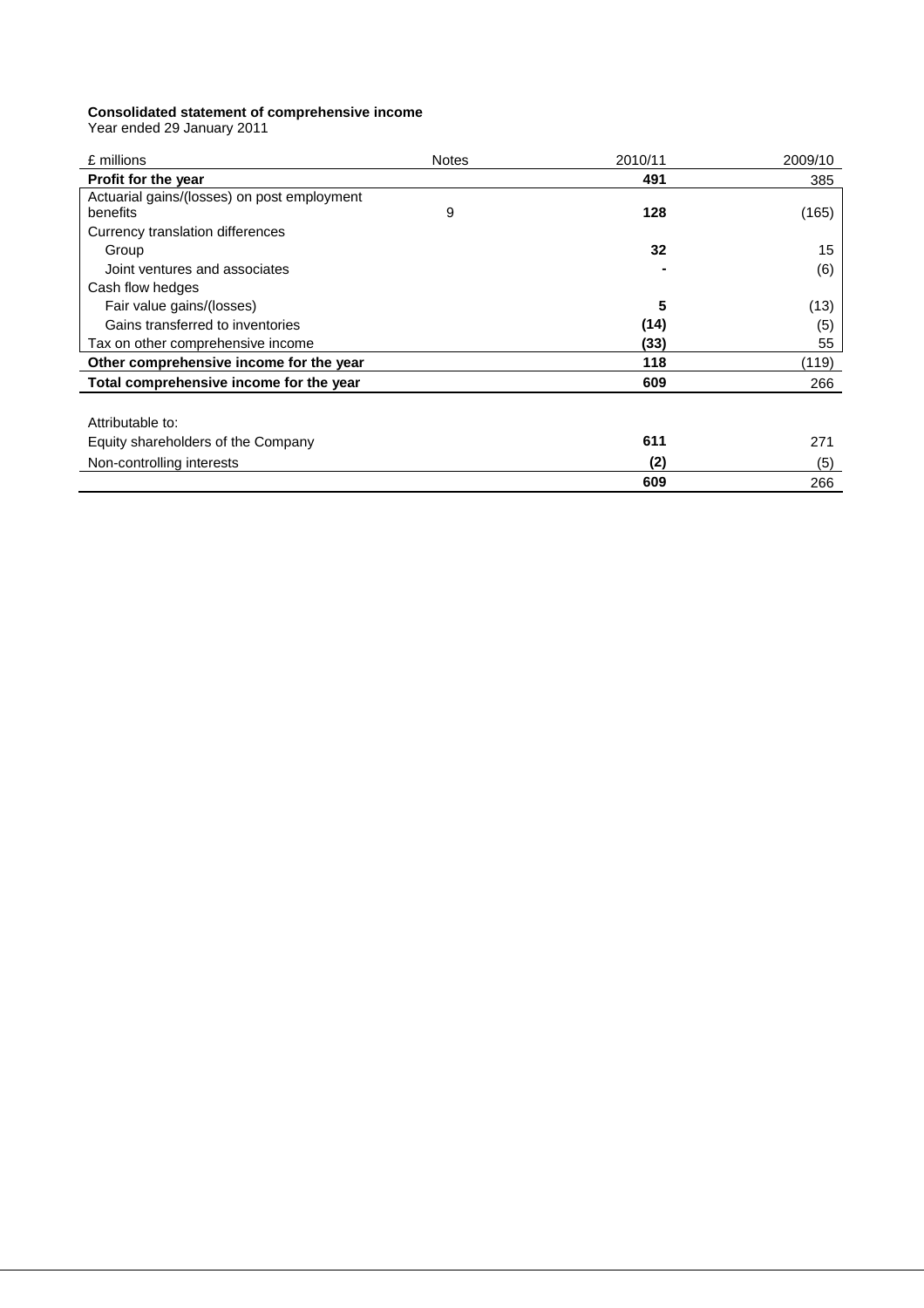**Consolidated statement of comprehensive income**
Year ended 29 January 2011

| £ millions | Notes | 2010/11 | 2009/10 |
|---|---|---|---|
| **Profit for the year** | | **491** | 385 |
| Actuarial gains/(losses) on post employment benefits | 9 | **128** | (165) |
| Currency translation differences | | | |
| Group | | **32** | 15 |
| Joint ventures and associates | | **-** | (6) |
| Cash flow hedges | | | |
| Fair value gains/(losses) | | **5** | (13) |
| Gains transferred to inventories | | **(14)** | (5) |
| Tax on other comprehensive income | | **(33)** | 55 |
| **Other comprehensive income for the year** | | **118** | (119) |
| **Total comprehensive income for the year** | | **609** | 266 |
| | | | |
| Attributable to: | | | |
| Equity shareholders of the Company | | **611** | 271 |
| Non-controlling interests | | **(2)** | (5) |
| | | **609** | 266 |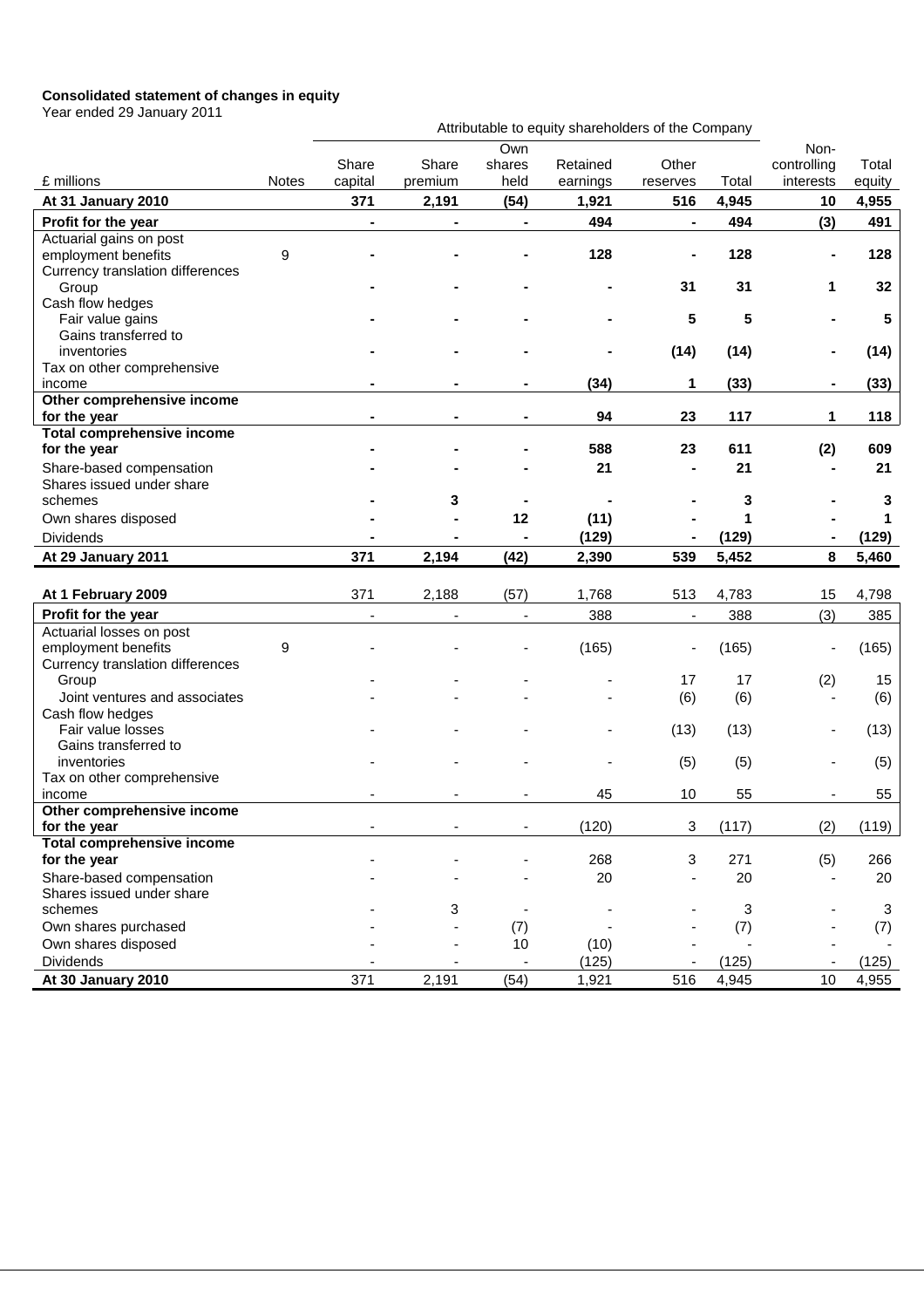**Consolidated statement of changes in equity**

Year ended 29 January 2011

| | | Attributable to equity shareholders of the Company | | | | | | | |
|---|---|---|---|---|---|---|---|---|---|
| £ millions | Notes | Share capital | Share premium | Own shares held | Retained earnings | Other reserves | Total | Non-controlling interests | Total equity |
| **At 31 January 2010** | | **371** | **2,191** | **(54)** | **1,921** | **516** | **4,945** | **10** | **4,955** |
| **Profit for the year** | | **-** | **-** | **-** | **494** | **-** | **494** | **(3)** | **491** |
| Actuarial gains on post employment benefits | 9 | **-** | **-** | **-** | **128** | **-** | **128** | **-** | **128** |
| Currency translation differences | | | | | | | | | |
| Group | | **-** | **-** | **-** | **-** | **31** | **31** | **1** | **32** |
| Cash flow hedges | | | | | | | | | |
| Fair value gains | | **-** | **-** | **-** | **-** | **5** | **5** | **-** | **5** |
| Gains transferred to inventories | | **-** | **-** | **-** | **-** | **(14)** | **(14)** | **-** | **(14)** |
| Tax on other comprehensive income | | **-** | **-** | **-** | **(34)** | **1** | **(33)** | **-** | **(33)** |
| **Other comprehensive income for the year** | | **-** | **-** | **-** | **94** | **23** | **117** | **1** | **118** |
| **Total comprehensive income for the year** | | **-** | **-** | **-** | **588** | **23** | **611** | **(2)** | **609** |
| Share-based compensation | | **-** | **-** | **-** | **21** | **-** | **21** | **-** | **21** |
| Shares issued under share schemes | | **-** | **3** | **-** | **-** | **-** | **3** | **-** | **3** |
| Own shares disposed | | **-** | **-** | **12** | **(11)** | **-** | **1** | **-** | **1** |
| Dividends | | **-** | **-** | **-** | **(129)** | **-** | **(129)** | **-** | **(129)** |
| **At 29 January 2011** | | **371** | **2,194** | **(42)** | **2,390** | **539** | **5,452** | **8** | **5,460** |
| | | | | | | | | | |
| **At 1 February 2009** | | 371 | 2,188 | (57) | 1,768 | 513 | 4,783 | 15 | 4,798 |
| **Profit for the year** | | - | - | - | 388 | - | 388 | (3) | 385 |
| Actuarial losses on post employment benefits | 9 | - | - | - | (165) | - | (165) | - | (165) |
| Currency translation differences | | | | | | | | | |
| Group | | - | - | - | - | 17 | 17 | (2) | 15 |
| Joint ventures and associates | | - | - | - | - | (6) | (6) | - | (6) |
| Cash flow hedges | | | | | | | | | |
| Fair value losses | | - | - | - | - | (13) | (13) | - | (13) |
| Gains transferred to inventories | | - | - | - | - | (5) | (5) | - | (5) |
| Tax on other comprehensive income | | - | - | - | 45 | 10 | 55 | - | 55 |
| **Other comprehensive income for the year** | | - | - | - | (120) | 3 | (117) | (2) | (119) |
| **Total comprehensive income for the year** | | - | - | - | 268 | 3 | 271 | (5) | 266 |
| Share-based compensation | | - | - | - | 20 | - | 20 | - | 20 |
| Shares issued under share schemes | | - | 3 | - | - | - | 3 | - | 3 |
| Own shares purchased | | - | - | (7) | - | - | (7) | - | (7) |
| Own shares disposed | | - | - | 10 | (10) | - | - | - | - |
| Dividends | | - | - | - | (125) | - | (125) | - | (125) |
| **At 30 January 2010** | | 371 | 2,191 | (54) | 1,921 | 516 | 4,945 | 10 | 4,955 |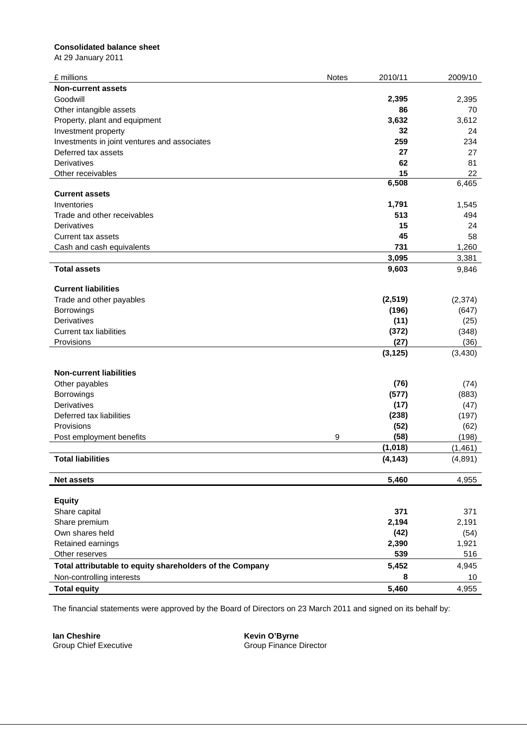**Consolidated balance sheet**

At 29 January 2011

| £ millions | Notes | 2010/11 | 2009/10 |
|---|---|---|---|
| **Non-current assets** | | | |
| Goodwill | | **2,395** | 2,395 |
| Other intangible assets | | **86** | 70 |
| Property, plant and equipment | | **3,632** | 3,612 |
| Investment property | | **32** | 24 |
| Investments in joint ventures and associates | | **259** | 234 |
| Deferred tax assets | | **27** | 27 |
| Derivatives | | **62** | 81 |
| Other receivables | | **15** | 22 |
| | | **6,508** | 6,465 |
| **Current assets** | | | |
| Inventories | | **1,791** | 1,545 |
| Trade and other receivables | | **513** | 494 |
| Derivatives | | **15** | 24 |
| Current tax assets | | **45** | 58 |
| Cash and cash equivalents | | **731** | 1,260 |
| | | **3,095** | 3,381 |
| **Total assets** | | **9,603** | 9,846 |
| | | | |
| **Current liabilities** | | | |
| Trade and other payables | | **(2,519)** | (2,374) |
| Borrowings | | **(196)** | (647) |
| Derivatives | | **(11)** | (25) |
| Current tax liabilities | | **(372)** | (348) |
| Provisions | | **(27)** | (36) |
| | | **(3,125)** | (3,430) |
| | | | |
| **Non-current liabilities** | | | |
| Other payables | | **(76)** | (74) |
| Borrowings | | **(577)** | (883) |
| Derivatives | | **(17)** | (47) |
| Deferred tax liabilities | | **(238)** | (197) |
| Provisions | | **(52)** | (62) |
| Post employment benefits | 9 | **(58)** | (198) |
| | | **(1,018)** | (1,461) |
| **Total liabilities** | | **(4,143)** | (4,891) |
| | | | |
| **Net assets** | | **5,460** | 4,955 |
| | | | |
| **Equity** | | | |
| Share capital | | **371** | 371 |
| Share premium | | **2,194** | 2,191 |
| Own shares held | | **(42)** | (54) |
| Retained earnings | | **2,390** | 1,921 |
| Other reserves | | **539** | 516 |
| **Total attributable to equity shareholders of the Company** | | **5,452** | 4,945 |
| Non-controlling interests | | **8** | 10 |
| **Total equity** | | **5,460** | 4,955 |

The financial statements were approved by the Board of Directors on 23 March 2011 and signed on its behalf by:

**Ian Cheshire**
Group Chief Executive

**Kevin O'Byrne**
Group Finance Director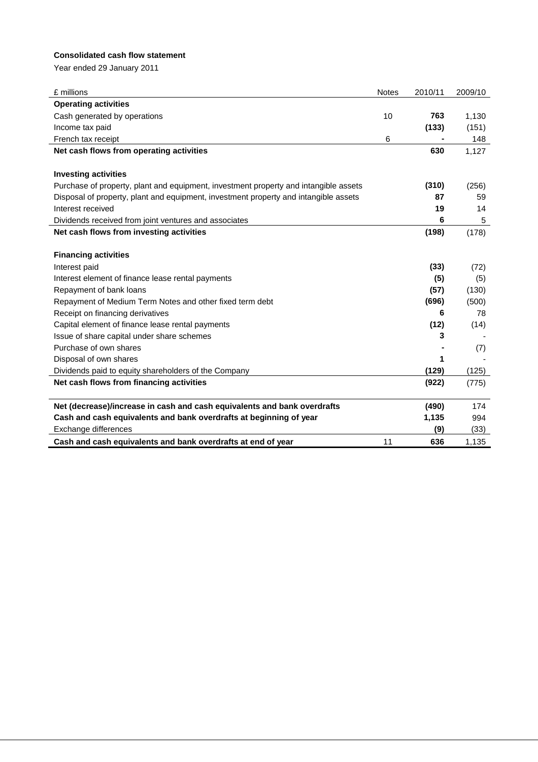**Consolidated cash flow statement**

Year ended 29 January 2011

| £ millions | Notes | 2010/11 | 2009/10 |
|---|---|---|---|
| **Operating activities** | | | |
| Cash generated by operations | 10 | **763** | 1,130 |
| Income tax paid | | **(133)** | (151) |
| French tax receipt | 6 | **-** | 148 |
| **Net cash flows from operating activities** | | **630** | 1,127 |
| | | | |
| **Investing activities** | | | |
| Purchase of property, plant and equipment, investment property and intangible assets | | **(310)** | (256) |
| Disposal of property, plant and equipment, investment property and intangible assets | | **87** | 59 |
| Interest received | | **19** | 14 |
| Dividends received from joint ventures and associates | | **6** | 5 |
| **Net cash flows from investing activities** | | **(198)** | (178) |
| | | | |
| **Financing activities** | | | |
| Interest paid | | **(33)** | (72) |
| Interest element of finance lease rental payments | | **(5)** | (5) |
| Repayment of bank loans | | **(57)** | (130) |
| Repayment of Medium Term Notes and other fixed term debt | | **(696)** | (500) |
| Receipt on financing derivatives | | **6** | 78 |
| Capital element of finance lease rental payments | | **(12)** | (14) |
| Issue of share capital under share schemes | | **3** | - |
| Purchase of own shares | | **-** | (7) |
| Disposal of own shares | | **1** | - |
| Dividends paid to equity shareholders of the Company | | **(129)** | (125) |
| **Net cash flows from financing activities** | | **(922)** | (775) |
| | | | |
| **Net (decrease)/increase in cash and cash equivalents and bank overdrafts** | | **(490)** | 174 |
| **Cash and cash equivalents and bank overdrafts at beginning of year** | | **1,135** | 994 |
| Exchange differences | | **(9)** | (33) |
| **Cash and cash equivalents and bank overdrafts at end of year** | 11 | **636** | 1,135 |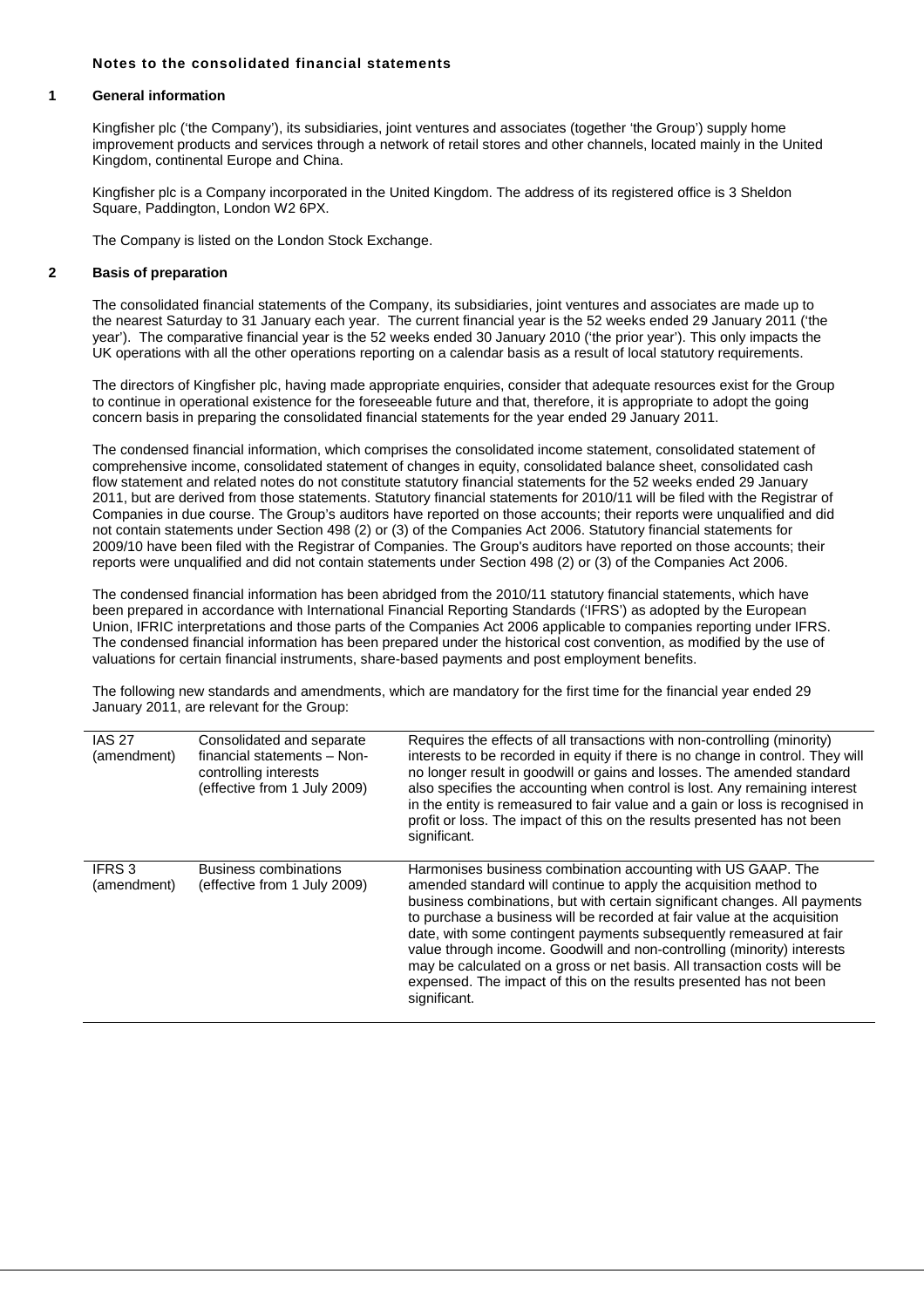**Notes to the consolidated financial statements**

## 1 General information

Kingfisher plc ('the Company'), its subsidiaries, joint ventures and associates (together 'the Group') supply home improvement products and services through a network of retail stores and other channels, located mainly in the United Kingdom, continental Europe and China.

Kingfisher plc is a Company incorporated in the United Kingdom. The address of its registered office is 3 Sheldon Square, Paddington, London W2 6PX.

The Company is listed on the London Stock Exchange.

## 2 Basis of preparation

The consolidated financial statements of the Company, its subsidiaries, joint ventures and associates are made up to the nearest Saturday to 31 January each year. The current financial year is the 52 weeks ended 29 January 2011 ('the year'). The comparative financial year is the 52 weeks ended 30 January 2010 ('the prior year'). This only impacts the UK operations with all the other operations reporting on a calendar basis as a result of local statutory requirements.

The directors of Kingfisher plc, having made appropriate enquiries, consider that adequate resources exist for the Group to continue in operational existence for the foreseeable future and that, therefore, it is appropriate to adopt the going concern basis in preparing the consolidated financial statements for the year ended 29 January 2011.

The condensed financial information, which comprises the consolidated income statement, consolidated statement of comprehensive income, consolidated statement of changes in equity, consolidated balance sheet, consolidated cash flow statement and related notes do not constitute statutory financial statements for the 52 weeks ended 29 January 2011, but are derived from those statements. Statutory financial statements for 2010/11 will be filed with the Registrar of Companies in due course. The Group's auditors have reported on those accounts; their reports were unqualified and did not contain statements under Section 498 (2) or (3) of the Companies Act 2006. Statutory financial statements for 2009/10 have been filed with the Registrar of Companies. The Group's auditors have reported on those accounts; their reports were unqualified and did not contain statements under Section 498 (2) or (3) of the Companies Act 2006.

The condensed financial information has been abridged from the 2010/11 statutory financial statements, which have been prepared in accordance with International Financial Reporting Standards ('IFRS') as adopted by the European Union, IFRIC interpretations and those parts of the Companies Act 2006 applicable to companies reporting under IFRS. The condensed financial information has been prepared under the historical cost convention, as modified by the use of valuations for certain financial instruments, share-based payments and post employment benefits.

The following new standards and amendments, which are mandatory for the first time for the financial year ended 29 January 2011, are relevant for the Group:

| | | |
|---|---|---|
| IAS 27 (amendment) | Consolidated and separate financial statements – Non-controlling interests (effective from 1 July 2009) | Requires the effects of all transactions with non-controlling (minority) interests to be recorded in equity if there is no change in control. They will no longer result in goodwill or gains and losses. The amended standard also specifies the accounting when control is lost. Any remaining interest in the entity is remeasured to fair value and a gain or loss is recognised in profit or loss. The impact of this on the results presented has not been significant. |
| IFRS 3 (amendment) | Business combinations (effective from 1 July 2009) | Harmonises business combination accounting with US GAAP. The amended standard will continue to apply the acquisition method to business combinations, but with certain significant changes. All payments to purchase a business will be recorded at fair value at the acquisition date, with some contingent payments subsequently remeasured at fair value through income. Goodwill and non-controlling (minority) interests may be calculated on a gross or net basis. All transaction costs will be expensed. The impact of this on the results presented has not been significant. |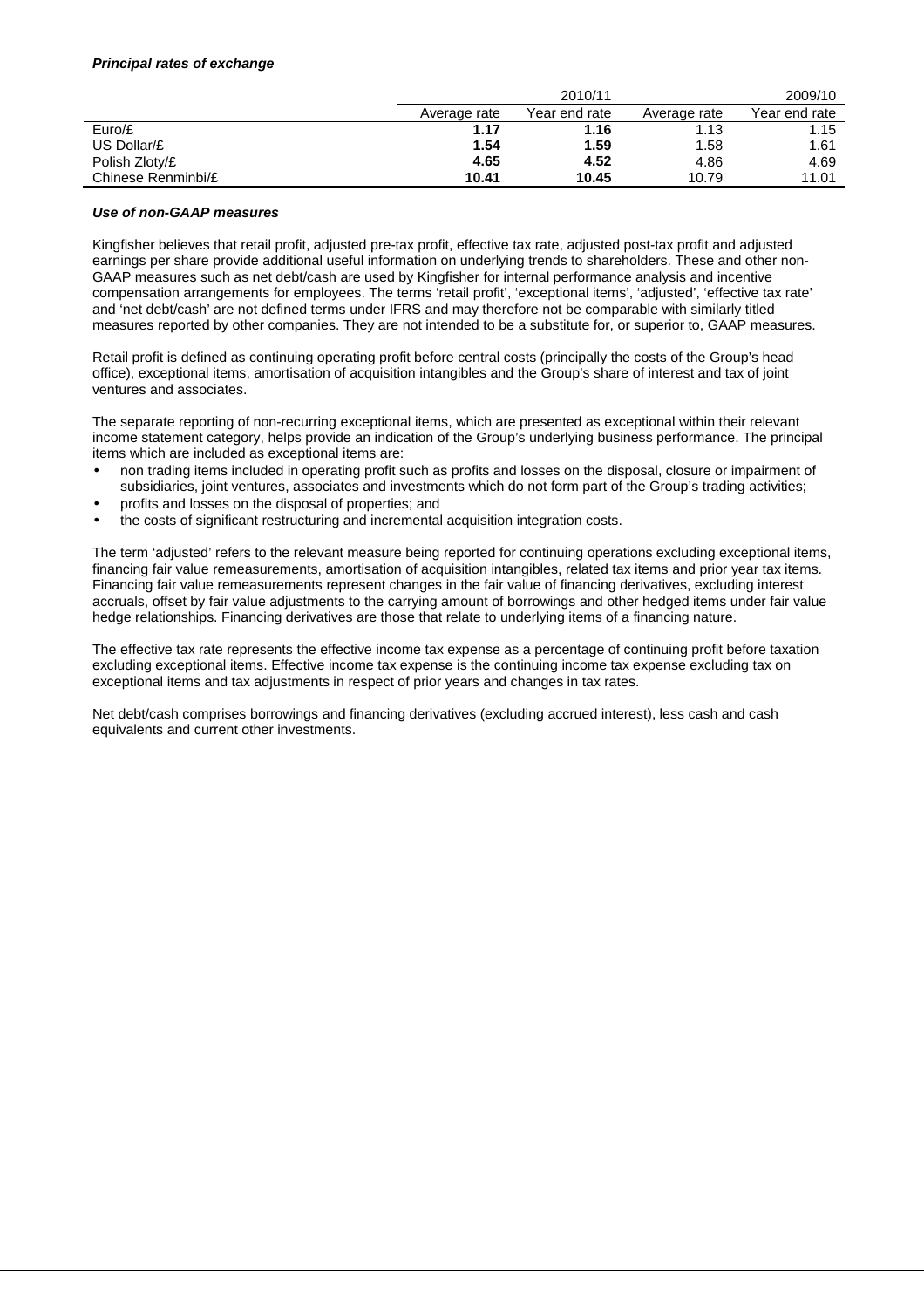***Principal rates of exchange***

| | 2010/11 | | 2009/10 | |
|---|---|---|---|---|
| | Average rate | Year end rate | Average rate | Year end rate |
| Euro/£ | **1.17** | **1.16** | 1.13 | 1.15 |
| US Dollar/£ | **1.54** | **1.59** | 1.58 | 1.61 |
| Polish Zloty/£ | **4.65** | **4.52** | 4.86 | 4.69 |
| Chinese Renminbi/£ | **10.41** | **10.45** | 10.79 | 11.01 |

***Use of non-GAAP measures***

Kingfisher believes that retail profit, adjusted pre-tax profit, effective tax rate, adjusted post-tax profit and adjusted earnings per share provide additional useful information on underlying trends to shareholders. These and other non-GAAP measures such as net debt/cash are used by Kingfisher for internal performance analysis and incentive compensation arrangements for employees. The terms 'retail profit', 'exceptional items', 'adjusted', 'effective tax rate' and 'net debt/cash' are not defined terms under IFRS and may therefore not be comparable with similarly titled measures reported by other companies. They are not intended to be a substitute for, or superior to, GAAP measures.

Retail profit is defined as continuing operating profit before central costs (principally the costs of the Group's head office), exceptional items, amortisation of acquisition intangibles and the Group's share of interest and tax of joint ventures and associates.

The separate reporting of non-recurring exceptional items, which are presented as exceptional within their relevant income statement category, helps provide an indication of the Group's underlying business performance. The principal items which are included as exceptional items are:

- non trading items included in operating profit such as profits and losses on the disposal, closure or impairment of subsidiaries, joint ventures, associates and investments which do not form part of the Group's trading activities;
- profits and losses on the disposal of properties; and
- the costs of significant restructuring and incremental acquisition integration costs.

The term 'adjusted' refers to the relevant measure being reported for continuing operations excluding exceptional items, financing fair value remeasurements, amortisation of acquisition intangibles, related tax items and prior year tax items. Financing fair value remeasurements represent changes in the fair value of financing derivatives, excluding interest accruals, offset by fair value adjustments to the carrying amount of borrowings and other hedged items under fair value hedge relationships. Financing derivatives are those that relate to underlying items of a financing nature.

The effective tax rate represents the effective income tax expense as a percentage of continuing profit before taxation excluding exceptional items. Effective income tax expense is the continuing income tax expense excluding tax on exceptional items and tax adjustments in respect of prior years and changes in tax rates.

Net debt/cash comprises borrowings and financing derivatives (excluding accrued interest), less cash and cash equivalents and current other investments.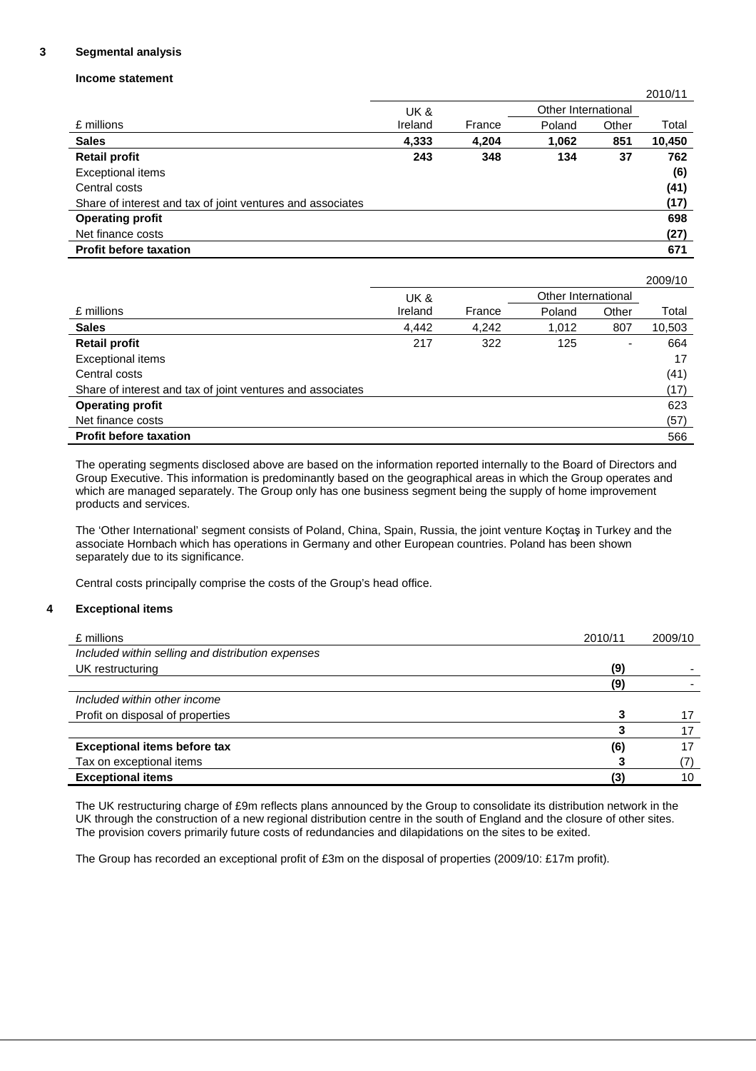## 3 Segmental analysis

### Income statement

| £ millions | UK & Ireland | France | Other International | | 2010/11 |
|---|---|---|---|---|---|
| | | | Poland | Other | Total |
| **Sales** | **4,333** | **4,204** | **1,062** | **851** | **10,450** |
| **Retail profit** | **243** | **348** | **134** | **37** | **762** |
| Exceptional items | | | | | **(6)** |
| Central costs | | | | | **(41)** |
| Share of interest and tax of joint ventures and associates | | | | | **(17)** |
| **Operating profit** | | | | | **698** |
| Net finance costs | | | | | **(27)** |
| **Profit before taxation** | | | | | **671** |

| £ millions | UK & Ireland | France | Other International | | 2009/10 |
|---|---|---|---|---|---|
| | | | Poland | Other | Total |
| **Sales** | 4,442 | 4,242 | 1,012 | 807 | 10,503 |
| **Retail profit** | 217 | 322 | 125 | - | 664 |
| Exceptional items | | | | | 17 |
| Central costs | | | | | (41) |
| Share of interest and tax of joint ventures and associates | | | | | (17) |
| **Operating profit** | | | | | 623 |
| Net finance costs | | | | | (57) |
| **Profit before taxation** | | | | | 566 |

The operating segments disclosed above are based on the information reported internally to the Board of Directors and Group Executive. This information is predominantly based on the geographical areas in which the Group operates and which are managed separately. The Group only has one business segment being the supply of home improvement products and services.

The 'Other International' segment consists of Poland, China, Spain, Russia, the joint venture Koçtaş in Turkey and the associate Hornbach which has operations in Germany and other European countries. Poland has been shown separately due to its significance.

Central costs principally comprise the costs of the Group's head office.

## 4 Exceptional items

| £ millions | 2010/11 | 2009/10 |
|---|---|---|
| *Included within selling and distribution expenses* | | |
| UK restructuring | **(9)** | - |
| | **(9)** | - |
| *Included within other income* | | |
| Profit on disposal of properties | **3** | 17 |
| | **3** | 17 |
| **Exceptional items before tax** | **(6)** | 17 |
| Tax on exceptional items | **3** | (7) |
| **Exceptional items** | **(3)** | 10 |

The UK restructuring charge of £9m reflects plans announced by the Group to consolidate its distribution network in the UK through the construction of a new regional distribution centre in the south of England and the closure of other sites. The provision covers primarily future costs of redundancies and dilapidations on the sites to be exited.

The Group has recorded an exceptional profit of £3m on the disposal of properties (2009/10: £17m profit).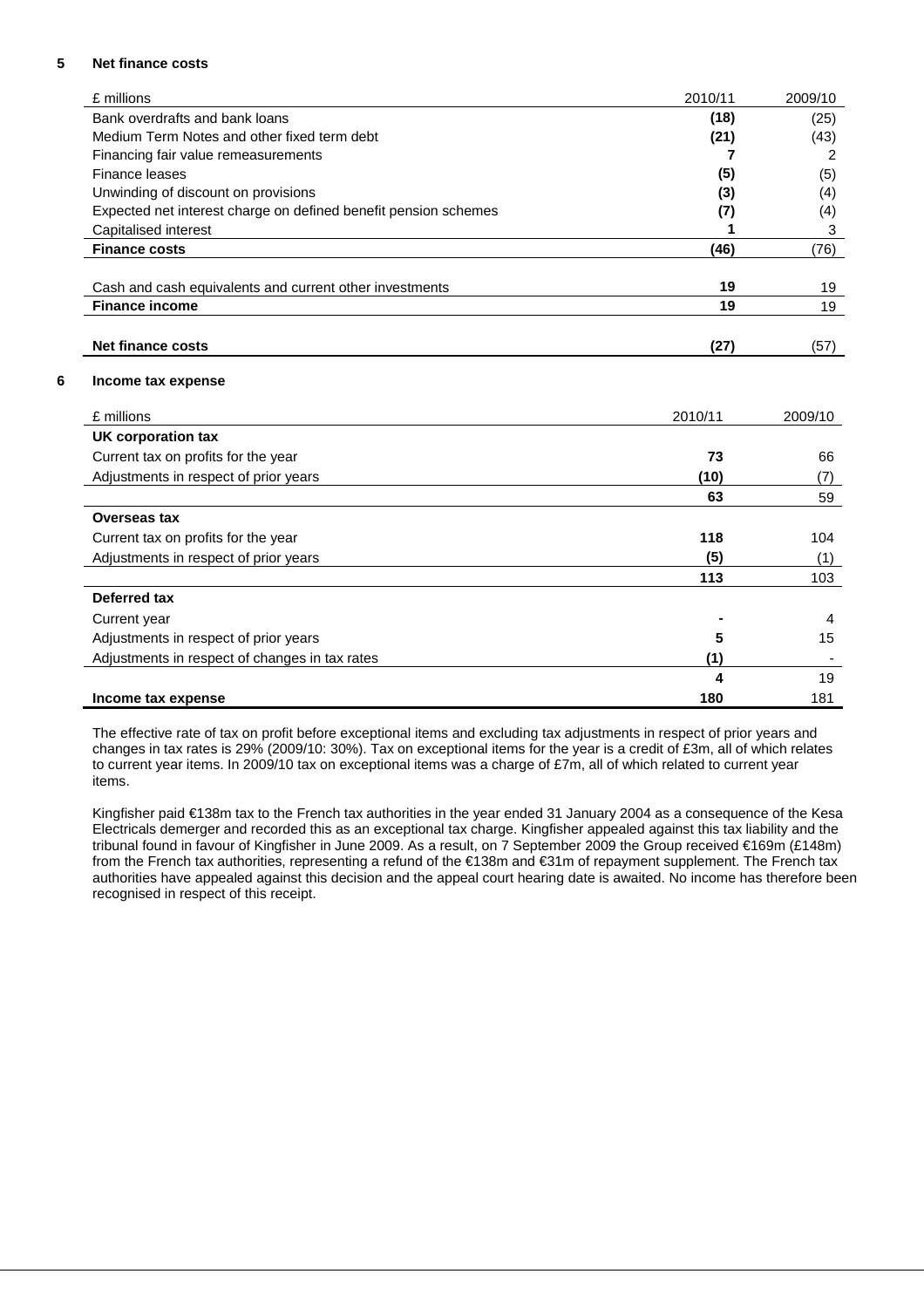## 5 Net finance costs

| £ millions | 2010/11 | 2009/10 |
|---|---|---|
| Bank overdrafts and bank loans | **(18)** | (25) |
| Medium Term Notes and other fixed term debt | **(21)** | (43) |
| Financing fair value remeasurements | **7** | 2 |
| Finance leases | **(5)** | (5) |
| Unwinding of discount on provisions | **(3)** | (4) |
| Expected net interest charge on defined benefit pension schemes | **(7)** | (4) |
| Capitalised interest | **1** | 3 |
| **Finance costs** | **(46)** | (76) |
| | | |
| Cash and cash equivalents and current other investments | **19** | 19 |
| **Finance income** | **19** | 19 |
| | | |
| **Net finance costs** | **(27)** | (57) |

## 6 Income tax expense

| £ millions | 2010/11 | 2009/10 |
|---|---|---|
| **UK corporation tax** | | |
| Current tax on profits for the year | **73** | 66 |
| Adjustments in respect of prior years | **(10)** | (7) |
| | **63** | 59 |
| **Overseas tax** | | |
| Current tax on profits for the year | **118** | 104 |
| Adjustments in respect of prior years | **(5)** | (1) |
| | **113** | 103 |
| **Deferred tax** | | |
| Current year | **-** | 4 |
| Adjustments in respect of prior years | **5** | 15 |
| Adjustments in respect of changes in tax rates | **(1)** | - |
| | **4** | 19 |
| **Income tax expense** | **180** | 181 |

The effective rate of tax on profit before exceptional items and excluding tax adjustments in respect of prior years and changes in tax rates is 29% (2009/10: 30%). Tax on exceptional items for the year is a credit of £3m, all of which relates to current year items. In 2009/10 tax on exceptional items was a charge of £7m, all of which related to current year items.

Kingfisher paid €138m tax to the French tax authorities in the year ended 31 January 2004 as a consequence of the Kesa Electricals demerger and recorded this as an exceptional tax charge. Kingfisher appealed against this tax liability and the tribunal found in favour of Kingfisher in June 2009. As a result, on 7 September 2009 the Group received €169m (£148m) from the French tax authorities, representing a refund of the €138m and €31m of repayment supplement. The French tax authorities have appealed against this decision and the appeal court hearing date is awaited. No income has therefore been recognised in respect of this receipt.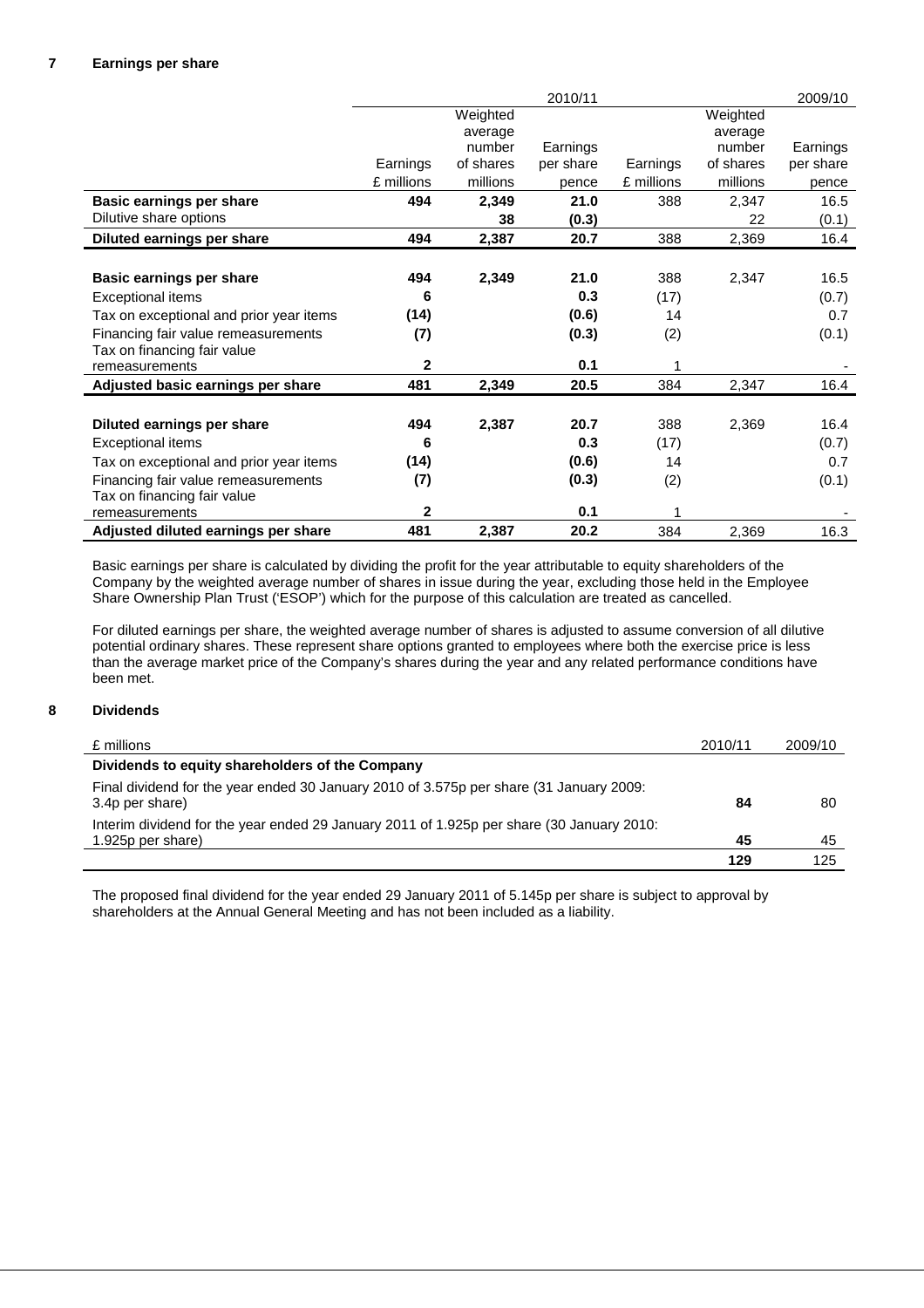## 7 Earnings per share

| | 2010/11 | | | 2009/10 | | |
|---|---|---|---|---|---|---|
| | Earnings £ millions | Weighted average number of shares millions | Earnings per share pence | Earnings £ millions | Weighted average number of shares millions | Earnings per share pence |
| **Basic earnings per share** | **494** | **2,349** | **21.0** | 388 | 2,347 | 16.5 |
| Dilutive share options | | **38** | **(0.3)** | | 22 | (0.1) |
| **Diluted earnings per share** | **494** | **2,387** | **20.7** | 388 | 2,369 | 16.4 |
| | | | | | | |
| **Basic earnings per share** | **494** | **2,349** | **21.0** | 388 | 2,347 | 16.5 |
| Exceptional items | **6** | | **0.3** | (17) | | (0.7) |
| Tax on exceptional and prior year items | **(14)** | | **(0.6)** | 14 | | 0.7 |
| Financing fair value remeasurements | **(7)** | | **(0.3)** | (2) | | (0.1) |
| Tax on financing fair value remeasurements | **2** | | **0.1** | 1 | | - |
| **Adjusted basic earnings per share** | **481** | **2,349** | **20.5** | 384 | 2,347 | 16.4 |
| | | | | | | |
| **Diluted earnings per share** | **494** | **2,387** | **20.7** | 388 | 2,369 | 16.4 |
| Exceptional items | **6** | | **0.3** | (17) | | (0.7) |
| Tax on exceptional and prior year items | **(14)** | | **(0.6)** | 14 | | 0.7 |
| Financing fair value remeasurements | **(7)** | | **(0.3)** | (2) | | (0.1) |
| Tax on financing fair value remeasurements | **2** | | **0.1** | 1 | | - |
| **Adjusted diluted earnings per share** | **481** | **2,387** | **20.2** | 384 | 2,369 | 16.3 |

Basic earnings per share is calculated by dividing the profit for the year attributable to equity shareholders of the Company by the weighted average number of shares in issue during the year, excluding those held in the Employee Share Ownership Plan Trust ('ESOP') which for the purpose of this calculation are treated as cancelled.

For diluted earnings per share, the weighted average number of shares is adjusted to assume conversion of all dilutive potential ordinary shares. These represent share options granted to employees where both the exercise price is less than the average market price of the Company's shares during the year and any related performance conditions have been met.

## 8 Dividends

| £ millions | 2010/11 | 2009/10 |
|---|---|---|
| **Dividends to equity shareholders of the Company** | | |
| Final dividend for the year ended 30 January 2010 of 3.575p per share (31 January 2009: 3.4p per share) | **84** | 80 |
| Interim dividend for the year ended 29 January 2011 of 1.925p per share (30 January 2010: 1.925p per share) | **45** | 45 |
| | **129** | 125 |

The proposed final dividend for the year ended 29 January 2011 of 5.145p per share is subject to approval by shareholders at the Annual General Meeting and has not been included as a liability.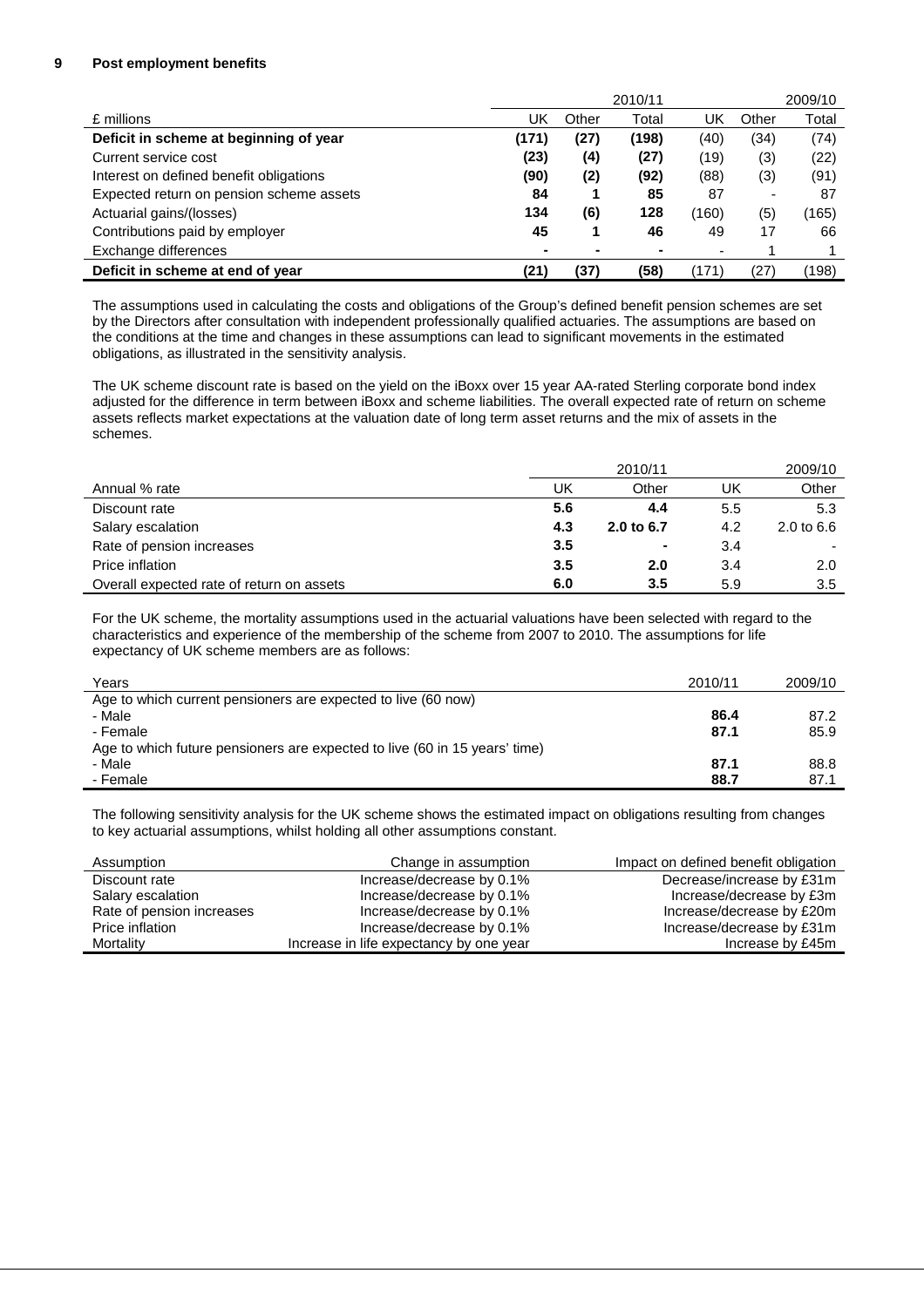## 9 Post employment benefits

| £ millions | 2010/11 UK | 2010/11 Other | 2010/11 Total | 2009/10 UK | 2009/10 Other | 2009/10 Total |
|---|---|---|---|---|---|---|
| **Deficit in scheme at beginning of year** | **(171)** | **(27)** | **(198)** | (40) | (34) | (74) |
| Current service cost | **(23)** | **(4)** | **(27)** | (19) | (3) | (22) |
| Interest on defined benefit obligations | **(90)** | **(2)** | **(92)** | (88) | (3) | (91) |
| Expected return on pension scheme assets | **84** | **1** | **85** | 87 | - | 87 |
| Actuarial gains/(losses) | **134** | **(6)** | **128** | (160) | (5) | (165) |
| Contributions paid by employer | **45** | **1** | **46** | 49 | 17 | 66 |
| Exchange differences | **-** | **-** | **-** | - | 1 | 1 |
| **Deficit in scheme at end of year** | **(21)** | **(37)** | **(58)** | (171) | (27) | (198) |

The assumptions used in calculating the costs and obligations of the Group's defined benefit pension schemes are set by the Directors after consultation with independent professionally qualified actuaries. The assumptions are based on the conditions at the time and changes in these assumptions can lead to significant movements in the estimated obligations, as illustrated in the sensitivity analysis.

The UK scheme discount rate is based on the yield on the iBoxx over 15 year AA-rated Sterling corporate bond index adjusted for the difference in term between iBoxx and scheme liabilities. The overall expected rate of return on scheme assets reflects market expectations at the valuation date of long term asset returns and the mix of assets in the schemes.

| Annual % rate | 2010/11 UK | 2010/11 Other | 2009/10 UK | 2009/10 Other |
|---|---|---|---|---|
| Discount rate | **5.6** | **4.4** | 5.5 | 5.3 |
| Salary escalation | **4.3** | **2.0 to 6.7** | 4.2 | 2.0 to 6.6 |
| Rate of pension increases | **3.5** | **-** | 3.4 | - |
| Price inflation | **3.5** | **2.0** | 3.4 | 2.0 |
| Overall expected rate of return on assets | **6.0** | **3.5** | 5.9 | 3.5 |

For the UK scheme, the mortality assumptions used in the actuarial valuations have been selected with regard to the characteristics and experience of the membership of the scheme from 2007 to 2010. The assumptions for life expectancy of UK scheme members are as follows:

| Years | 2010/11 | 2009/10 |
|---|---|---|
| Age to which current pensioners are expected to live (60 now) | | |
| - Male | **86.4** | 87.2 |
| - Female | **87.1** | 85.9 |
| Age to which future pensioners are expected to live (60 in 15 years' time) | | |
| - Male | **87.1** | 88.8 |
| - Female | **88.7** | 87.1 |

The following sensitivity analysis for the UK scheme shows the estimated impact on obligations resulting from changes to key actuarial assumptions, whilst holding all other assumptions constant.

| Assumption | Change in assumption | Impact on defined benefit obligation |
|---|---|---|
| Discount rate | Increase/decrease by 0.1% | Decrease/increase by £31m |
| Salary escalation | Increase/decrease by 0.1% | Increase/decrease by £3m |
| Rate of pension increases | Increase/decrease by 0.1% | Increase/decrease by £20m |
| Price inflation | Increase/decrease by 0.1% | Increase/decrease by £31m |
| Mortality | Increase in life expectancy by one year | Increase by £45m |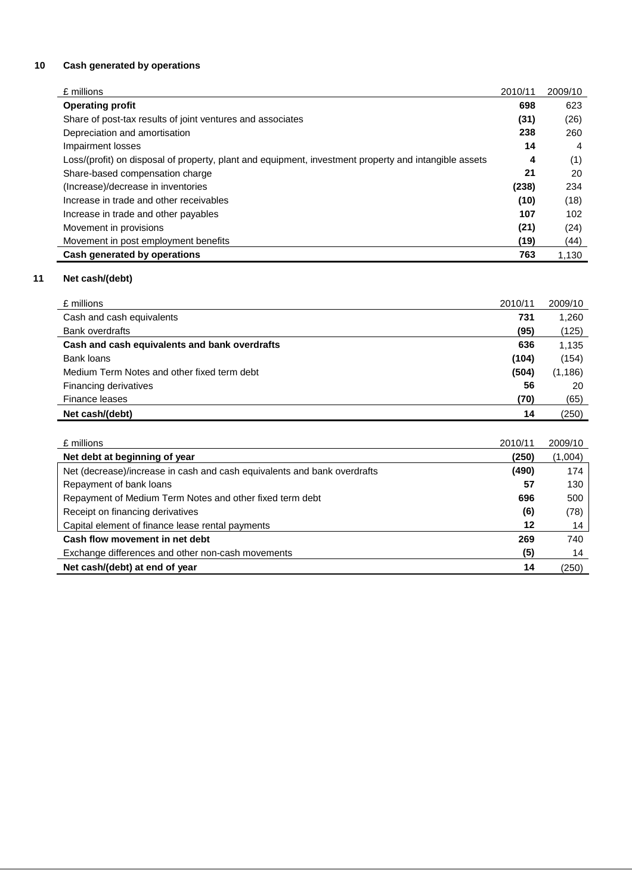## 10 Cash generated by operations

| £ millions | 2010/11 | 2009/10 |
|---|---|---|
| **Operating profit** | **698** | 623 |
| Share of post-tax results of joint ventures and associates | **(31)** | (26) |
| Depreciation and amortisation | **238** | 260 |
| Impairment losses | **14** | 4 |
| Loss/(profit) on disposal of property, plant and equipment, investment property and intangible assets | **4** | (1) |
| Share-based compensation charge | **21** | 20 |
| (Increase)/decrease in inventories | **(238)** | 234 |
| Increase in trade and other receivables | **(10)** | (18) |
| Increase in trade and other payables | **107** | 102 |
| Movement in provisions | **(21)** | (24) |
| Movement in post employment benefits | **(19)** | (44) |
| **Cash generated by operations** | **763** | 1,130 |

## 11 Net cash/(debt)

| £ millions | 2010/11 | 2009/10 |
|---|---|---|
| Cash and cash equivalents | **731** | 1,260 |
| Bank overdrafts | **(95)** | (125) |
| **Cash and cash equivalents and bank overdrafts** | **636** | 1,135 |
| Bank loans | **(104)** | (154) |
| Medium Term Notes and other fixed term debt | **(504)** | (1,186) |
| Financing derivatives | **56** | 20 |
| Finance leases | **(70)** | (65) |
| **Net cash/(debt)** | **14** | (250) |

| £ millions | 2010/11 | 2009/10 |
|---|---|---|
| **Net debt at beginning of year** | **(250)** | (1,004) |
| Net (decrease)/increase in cash and cash equivalents and bank overdrafts | **(490)** | 174 |
| Repayment of bank loans | **57** | 130 |
| Repayment of Medium Term Notes and other fixed term debt | **696** | 500 |
| Receipt on financing derivatives | **(6)** | (78) |
| Capital element of finance lease rental payments | **12** | 14 |
| **Cash flow movement in net debt** | **269** | 740 |
| Exchange differences and other non-cash movements | **(5)** | 14 |
| **Net cash/(debt) at end of year** | **14** | (250) |